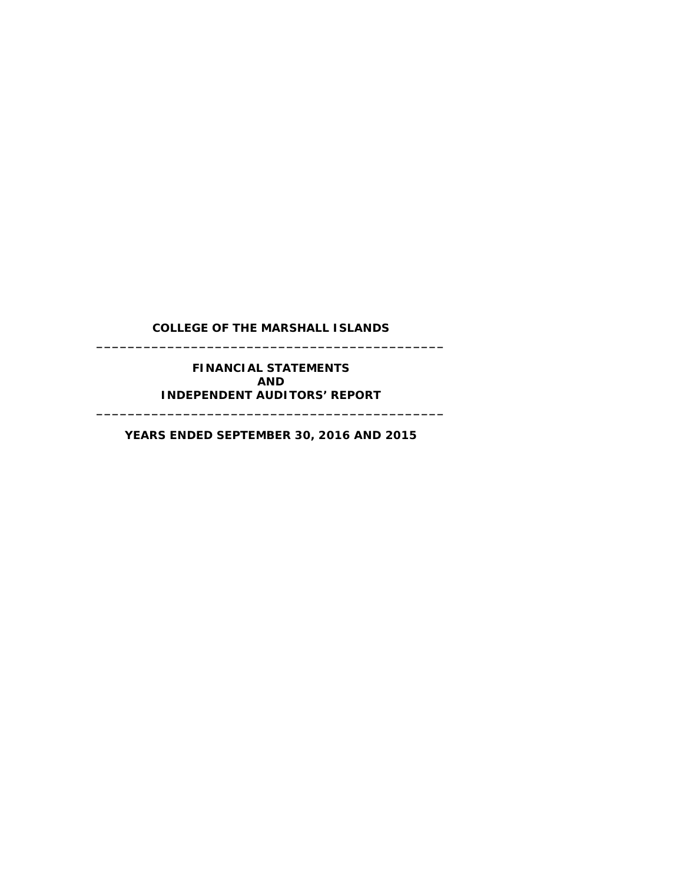# COLLEGE OF THE MARSHALL ISLANDS

---

## FINANCIAL STATEMENTS
## AND
## INDEPENDENT AUDITORS' REPORT

---

### YEARS ENDED SEPTEMBER 30, 2016 AND 2015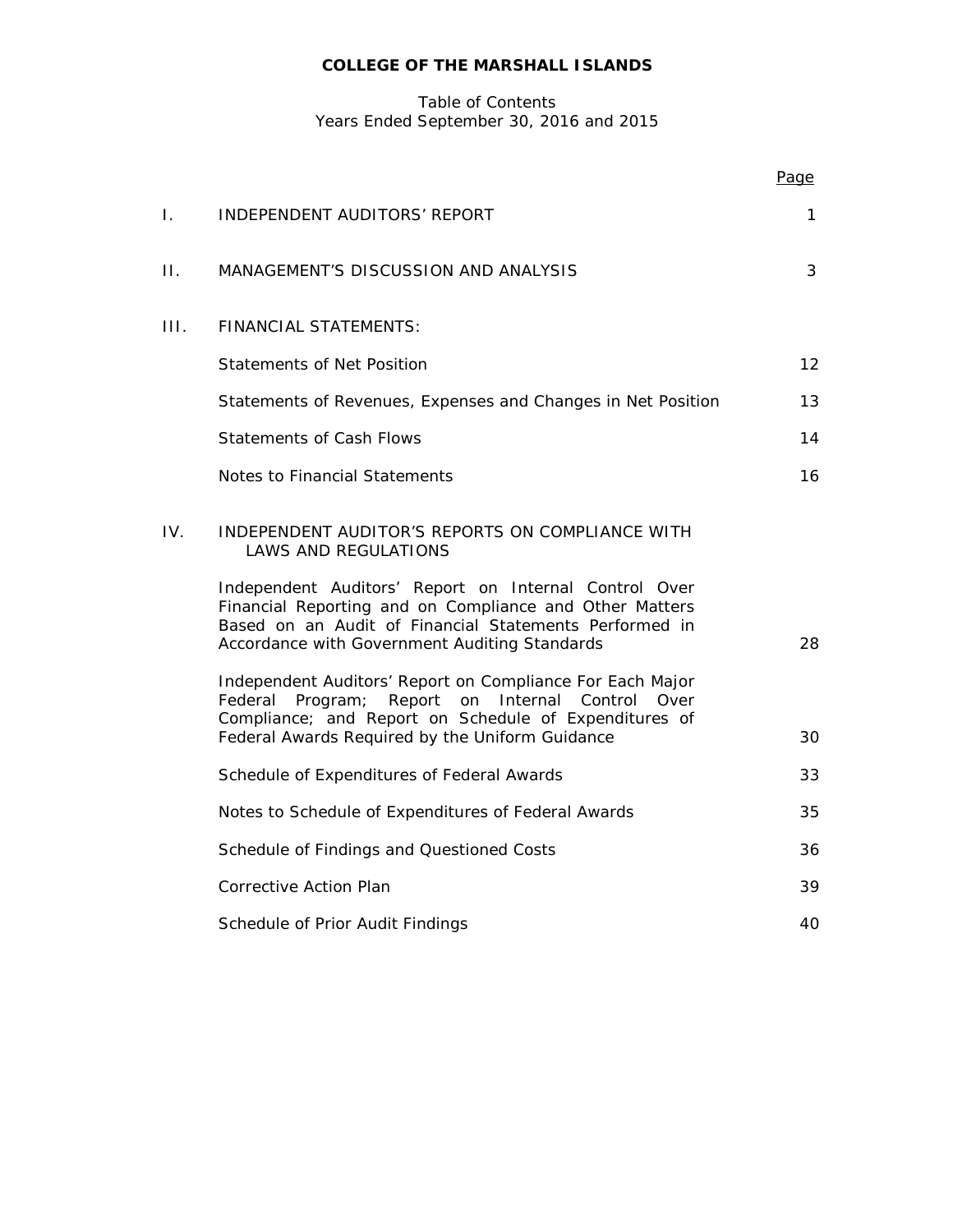# COLLEGE OF THE MARSHALL ISLANDS

Table of Contents
Years Ended September 30, 2016 and 2015

| | | Page |
|---|---|---|
| I. | INDEPENDENT AUDITORS' REPORT | 1 |
| II. | MANAGEMENT'S DISCUSSION AND ANALYSIS | 3 |
| III. | FINANCIAL STATEMENTS: | |
| | Statements of Net Position | 12 |
| | Statements of Revenues, Expenses and Changes in Net Position | 13 |
| | Statements of Cash Flows | 14 |
| | Notes to Financial Statements | 16 |
| IV. | INDEPENDENT AUDITOR'S REPORTS ON COMPLIANCE WITH LAWS AND REGULATIONS | |
| | Independent Auditors' Report on Internal Control Over Financial Reporting and on Compliance and Other Matters Based on an Audit of Financial Statements Performed in Accordance with Government Auditing Standards | 28 |
| | Independent Auditors' Report on Compliance For Each Major Federal Program; Report on Internal Control Over Compliance; and Report on Schedule of Expenditures of Federal Awards Required by the Uniform Guidance | 30 |
| | Schedule of Expenditures of Federal Awards | 33 |
| | Notes to Schedule of Expenditures of Federal Awards | 35 |
| | Schedule of Findings and Questioned Costs | 36 |
| | Corrective Action Plan | 39 |
| | Schedule of Prior Audit Findings | 40 |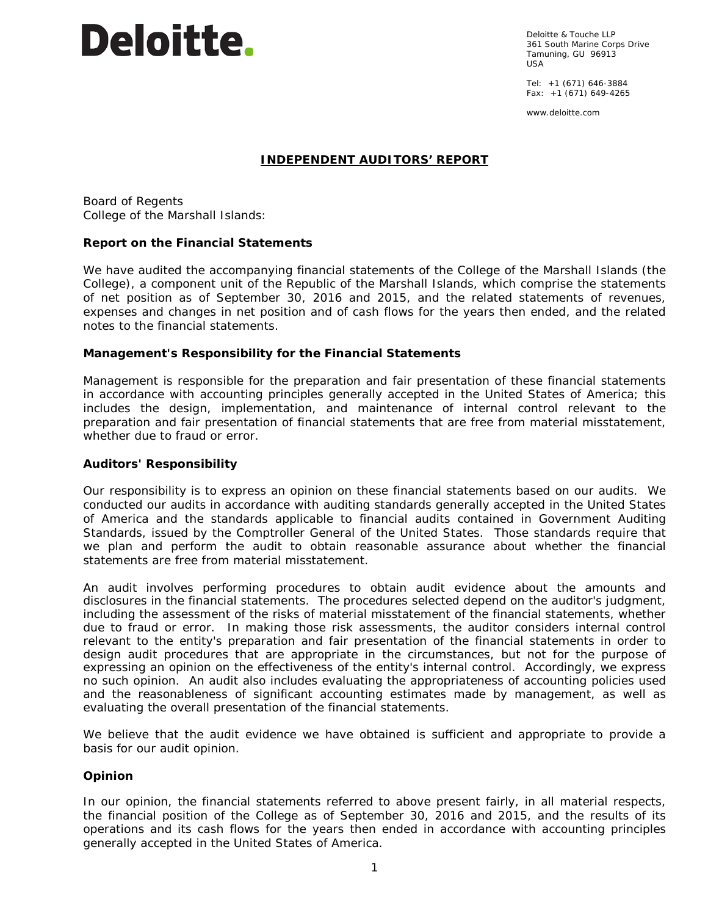# Deloitte.

Deloitte & Touche LLP
361 South Marine Corps Drive
Tamuning, GU 96913
USA

Tel: +1 (671) 646-3884
Fax: +1 (671) 649-4265

www.deloitte.com

## INDEPENDENT AUDITORS' REPORT

Board of Regents
College of the Marshall Islands:

### Report on the Financial Statements

We have audited the accompanying financial statements of the College of the Marshall Islands (the College), a component unit of the Republic of the Marshall Islands, which comprise the statements of net position as of September 30, 2016 and 2015, and the related statements of revenues, expenses and changes in net position and of cash flows for the years then ended, and the related notes to the financial statements.

### Management's Responsibility for the Financial Statements

Management is responsible for the preparation and fair presentation of these financial statements in accordance with accounting principles generally accepted in the United States of America; this includes the design, implementation, and maintenance of internal control relevant to the preparation and fair presentation of financial statements that are free from material misstatement, whether due to fraud or error.

### Auditors' Responsibility

Our responsibility is to express an opinion on these financial statements based on our audits. We conducted our audits in accordance with auditing standards generally accepted in the United States of America and the standards applicable to financial audits contained in Government Auditing Standards, issued by the Comptroller General of the United States. Those standards require that we plan and perform the audit to obtain reasonable assurance about whether the financial statements are free from material misstatement.

An audit involves performing procedures to obtain audit evidence about the amounts and disclosures in the financial statements. The procedures selected depend on the auditor's judgment, including the assessment of the risks of material misstatement of the financial statements, whether due to fraud or error. In making those risk assessments, the auditor considers internal control relevant to the entity's preparation and fair presentation of the financial statements in order to design audit procedures that are appropriate in the circumstances, but not for the purpose of expressing an opinion on the effectiveness of the entity's internal control. Accordingly, we express no such opinion. An audit also includes evaluating the appropriateness of accounting policies used and the reasonableness of significant accounting estimates made by management, as well as evaluating the overall presentation of the financial statements.

We believe that the audit evidence we have obtained is sufficient and appropriate to provide a basis for our audit opinion.

### Opinion

In our opinion, the financial statements referred to above present fairly, in all material respects, the financial position of the College as of September 30, 2016 and 2015, and the results of its operations and its cash flows for the years then ended in accordance with accounting principles generally accepted in the United States of America.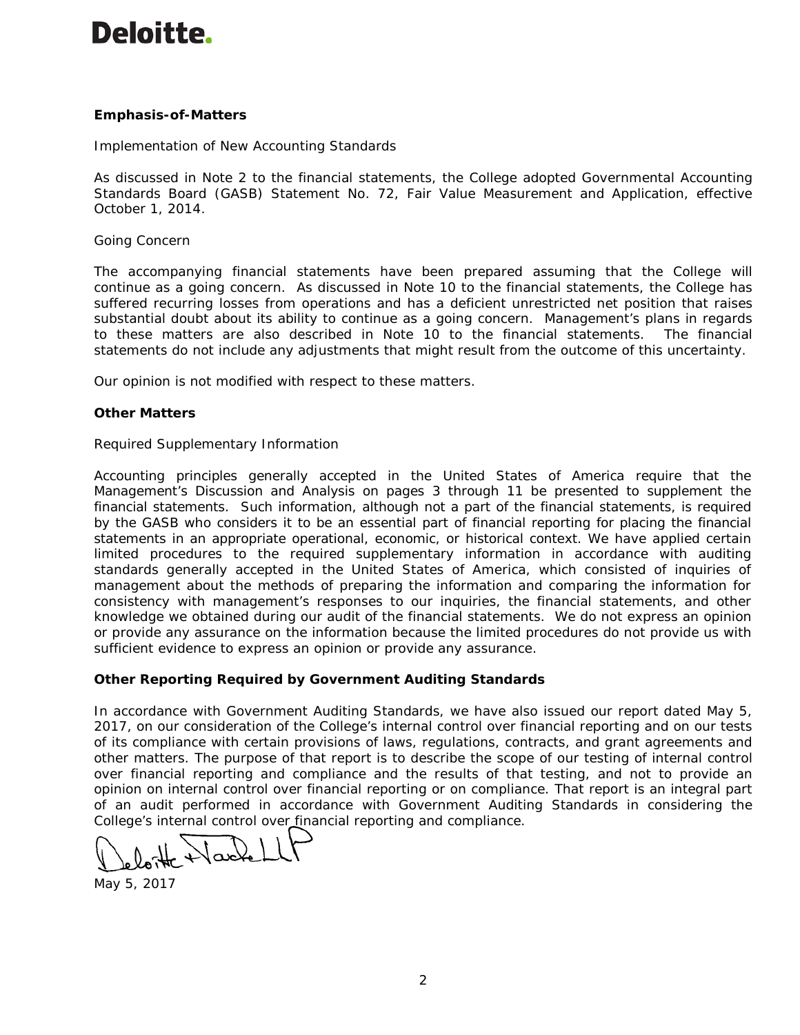**Emphasis-of-Matters**

Implementation of New Accounting Standards

As discussed in Note 2 to the financial statements, the College adopted Governmental Accounting Standards Board (GASB) Statement No. 72, Fair Value Measurement and Application, effective October 1, 2014.

Going Concern

The accompanying financial statements have been prepared assuming that the College will continue as a going concern. As discussed in Note 10 to the financial statements, the College has suffered recurring losses from operations and has a deficient unrestricted net position that raises substantial doubt about its ability to continue as a going concern. Management's plans in regards to these matters are also described in Note 10 to the financial statements. The financial statements do not include any adjustments that might result from the outcome of this uncertainty.

Our opinion is not modified with respect to these matters.

**Other Matters**

Required Supplementary Information

Accounting principles generally accepted in the United States of America require that the Management's Discussion and Analysis on pages 3 through 11 be presented to supplement the financial statements. Such information, although not a part of the financial statements, is required by the GASB who considers it to be an essential part of financial reporting for placing the financial statements in an appropriate operational, economic, or historical context. We have applied certain limited procedures to the required supplementary information in accordance with auditing standards generally accepted in the United States of America, which consisted of inquiries of management about the methods of preparing the information and comparing the information for consistency with management's responses to our inquiries, the financial statements, and other knowledge we obtained during our audit of the financial statements. We do not express an opinion or provide any assurance on the information because the limited procedures do not provide us with sufficient evidence to express an opinion or provide any assurance.

**Other Reporting Required by Government Auditing Standards**

In accordance with Government Auditing Standards, we have also issued our report dated May 5, 2017, on our consideration of the College's internal control over financial reporting and on our tests of its compliance with certain provisions of laws, regulations, contracts, and grant agreements and other matters. The purpose of that report is to describe the scope of our testing of internal control over financial reporting and compliance and the results of that testing, and not to provide an opinion on internal control over financial reporting or on compliance. That report is an integral part of an audit performed in accordance with Government Auditing Standards in considering the College's internal control over financial reporting and compliance.

Deloitte & Touche LLP

May 5, 2017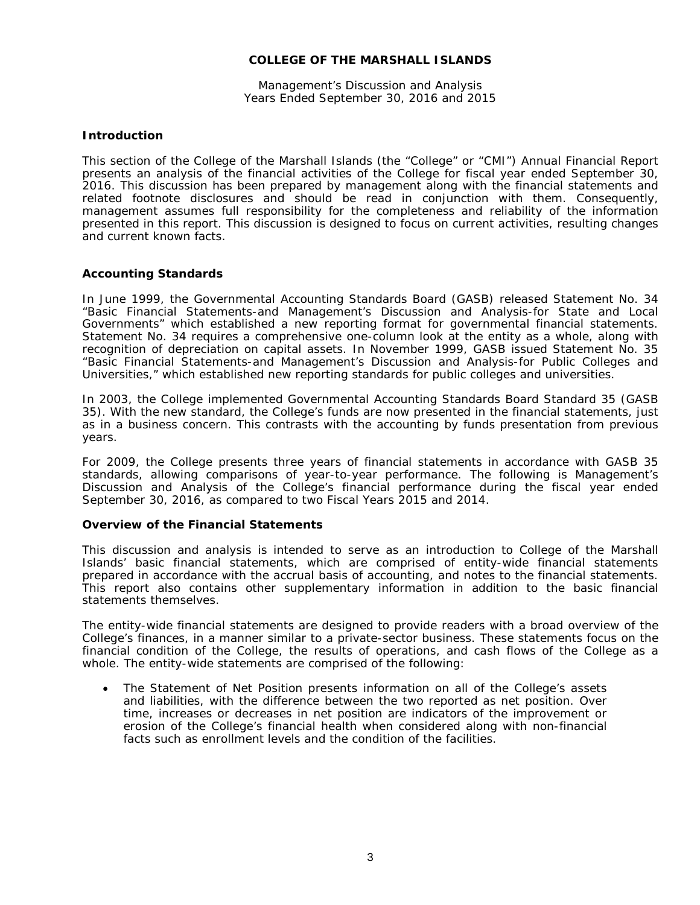**COLLEGE OF THE MARSHALL ISLANDS**

Management's Discussion and Analysis
Years Ended September 30, 2016 and 2015

## Introduction

This section of the College of the Marshall Islands (the "College" or "CMI") Annual Financial Report presents an analysis of the financial activities of the College for fiscal year ended September 30, 2016. This discussion has been prepared by management along with the financial statements and related footnote disclosures and should be read in conjunction with them. Consequently, management assumes full responsibility for the completeness and reliability of the information presented in this report. This discussion is designed to focus on current activities, resulting changes and current known facts.

## Accounting Standards

In June 1999, the Governmental Accounting Standards Board (GASB) released Statement No. 34 "Basic Financial Statements-and Management's Discussion and Analysis-for State and Local Governments" which established a new reporting format for governmental financial statements. Statement No. 34 requires a comprehensive one-column look at the entity as a whole, along with recognition of depreciation on capital assets. In November 1999, GASB issued Statement No. 35 "Basic Financial Statements-and Management's Discussion and Analysis-for Public Colleges and Universities," which established new reporting standards for public colleges and universities.

In 2003, the College implemented Governmental Accounting Standards Board Standard 35 (GASB 35). With the new standard, the College's funds are now presented in the financial statements, just as in a business concern. This contrasts with the accounting by funds presentation from previous years.

For 2009, the College presents three years of financial statements in accordance with GASB 35 standards, allowing comparisons of year-to-year performance. The following is Management's Discussion and Analysis of the College's financial performance during the fiscal year ended September 30, 2016, as compared to two Fiscal Years 2015 and 2014.

## Overview of the Financial Statements

This discussion and analysis is intended to serve as an introduction to College of the Marshall Islands' basic financial statements, which are comprised of entity-wide financial statements prepared in accordance with the accrual basis of accounting, and notes to the financial statements. This report also contains other supplementary information in addition to the basic financial statements themselves.

The entity-wide financial statements are designed to provide readers with a broad overview of the College's finances, in a manner similar to a private-sector business. These statements focus on the financial condition of the College, the results of operations, and cash flows of the College as a whole. The entity-wide statements are comprised of the following:

- The Statement of Net Position presents information on all of the College's assets and liabilities, with the difference between the two reported as net position. Over time, increases or decreases in net position are indicators of the improvement or erosion of the College's financial health when considered along with non-financial facts such as enrollment levels and the condition of the facilities.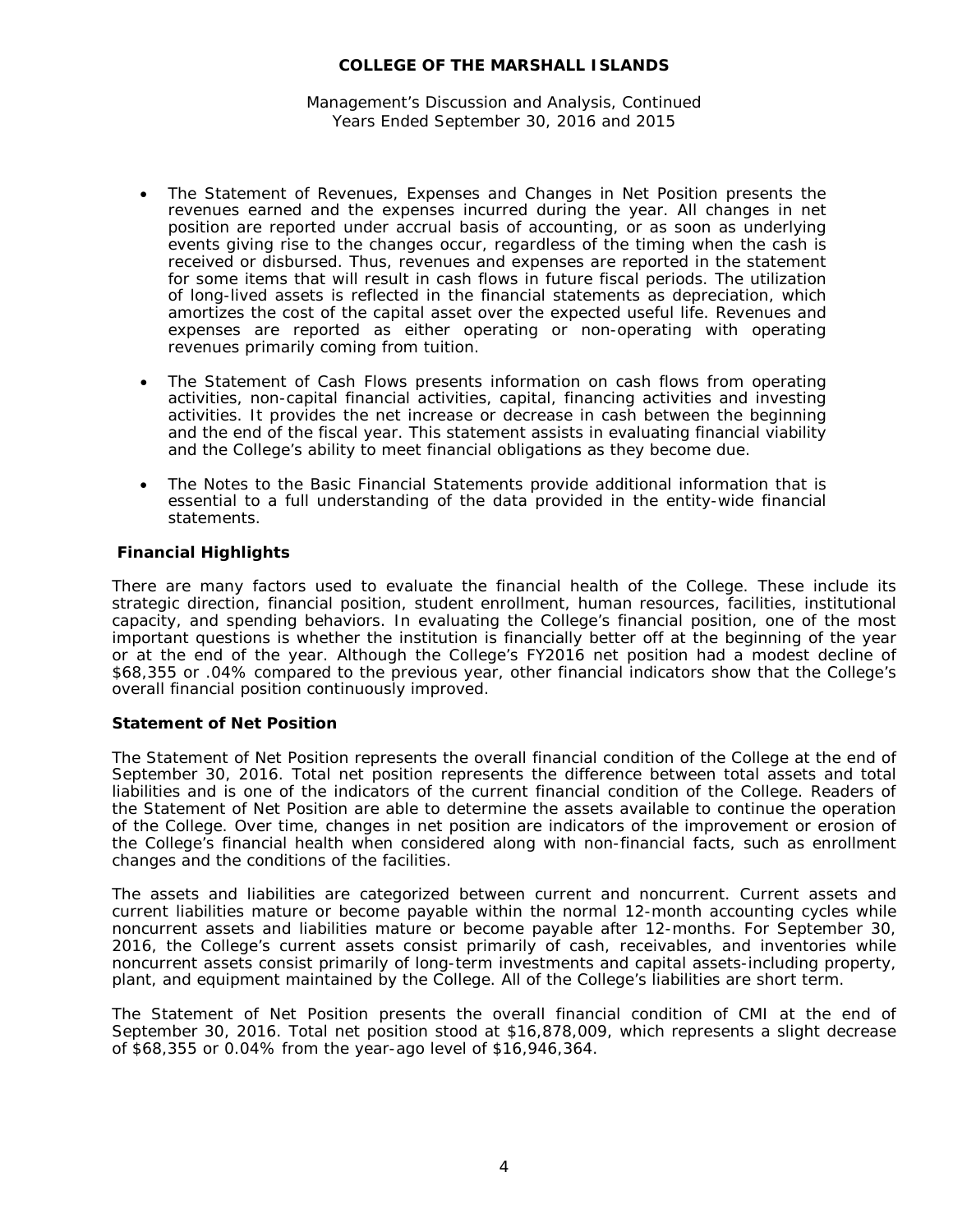- The Statement of Revenues, Expenses and Changes in Net Position presents the revenues earned and the expenses incurred during the year. All changes in net position are reported under accrual basis of accounting, or as soon as underlying events giving rise to the changes occur, regardless of the timing when the cash is received or disbursed. Thus, revenues and expenses are reported in the statement for some items that will result in cash flows in future fiscal periods. The utilization of long-lived assets is reflected in the financial statements as depreciation, which amortizes the cost of the capital asset over the expected useful life. Revenues and expenses are reported as either operating or non-operating with operating revenues primarily coming from tuition.

- The Statement of Cash Flows presents information on cash flows from operating activities, non-capital financial activities, capital, financing activities and investing activities. It provides the net increase or decrease in cash between the beginning and the end of the fiscal year. This statement assists in evaluating financial viability and the College's ability to meet financial obligations as they become due.

- The Notes to the Basic Financial Statements provide additional information that is essential to a full understanding of the data provided in the entity-wide financial statements.

## Financial Highlights

There are many factors used to evaluate the financial health of the College. These include its strategic direction, financial position, student enrollment, human resources, facilities, institutional capacity, and spending behaviors. In evaluating the College's financial position, one of the most important questions is whether the institution is financially better off at the beginning of the year or at the end of the year. Although the College's FY2016 net position had a modest decline of $68,355 or .04% compared to the previous year, other financial indicators show that the College's overall financial position continuously improved.

## Statement of Net Position

The Statement of Net Position represents the overall financial condition of the College at the end of September 30, 2016. Total net position represents the difference between total assets and total liabilities and is one of the indicators of the current financial condition of the College. Readers of the Statement of Net Position are able to determine the assets available to continue the operation of the College. Over time, changes in net position are indicators of the improvement or erosion of the College's financial health when considered along with non-financial facts, such as enrollment changes and the conditions of the facilities.

The assets and liabilities are categorized between current and noncurrent. Current assets and current liabilities mature or become payable within the normal 12-month accounting cycles while noncurrent assets and liabilities mature or become payable after 12-months. For September 30, 2016, the College's current assets consist primarily of cash, receivables, and inventories while noncurrent assets consist primarily of long-term investments and capital assets-including property, plant, and equipment maintained by the College. All of the College's liabilities are short term.

The Statement of Net Position presents the overall financial condition of CMI at the end of September 30, 2016. Total net position stood at $16,878,009, which represents a slight decrease of $68,355 or 0.04% from the year-ago level of $16,946,364.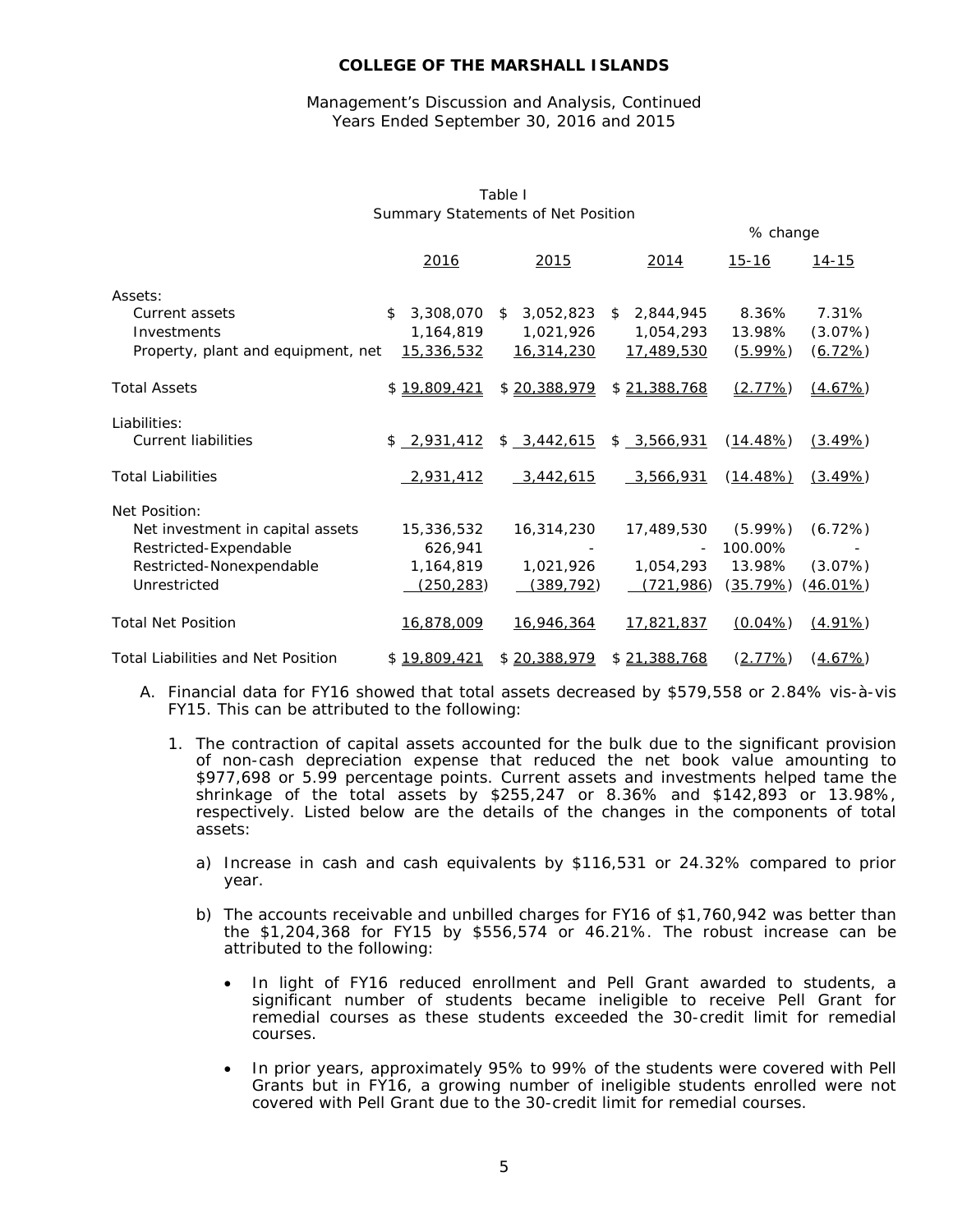**COLLEGE OF THE MARSHALL ISLANDS**

Management's Discussion and Analysis, Continued
Years Ended September 30, 2016 and 2015

Table I
Summary Statements of Net Position

| | 2016 | 2015 | 2014 | % change 15-16 | % change 14-15 |
|---|---|---|---|---|---|
| Assets: | | | | | |
| Current assets | $ 3,308,070 | $ 3,052,823 | $ 2,844,945 | 8.36% | 7.31% |
| Investments | 1,164,819 | 1,021,926 | 1,054,293 | 13.98% | (3.07%) |
| Property, plant and equipment, net | 15,336,532 | 16,314,230 | 17,489,530 | (5.99%) | (6.72%) |
| Total Assets | $ 19,809,421 | $ 20,388,979 | $ 21,388,768 | (2.77%) | (4.67%) |
| Liabilities: | | | | | |
| Current liabilities | $ 2,931,412 | $ 3,442,615 | $ 3,566,931 | (14.48%) | (3.49%) |
| Total Liabilities | 2,931,412 | 3,442,615 | 3,566,931 | (14.48%) | (3.49%) |
| Net Position: | | | | | |
| Net investment in capital assets | 15,336,532 | 16,314,230 | 17,489,530 | (5.99%) | (6.72%) |
| Restricted-Expendable | 626,941 | - | - | 100.00% | - |
| Restricted-Nonexpendable | 1,164,819 | 1,021,926 | 1,054,293 | 13.98% | (3.07%) |
| Unrestricted | (250,283) | (389,792) | (721,986) | (35.79%) | (46.01%) |
| Total Net Position | 16,878,009 | 16,946,364 | 17,821,837 | (0.04%) | (4.91%) |
| Total Liabilities and Net Position | $ 19,809,421 | $ 20,388,979 | $ 21,388,768 | (2.77%) | (4.67%) |

A. Financial data for FY16 showed that total assets decreased by $579,558 or 2.84% vis-à-vis FY15. This can be attributed to the following:

1. The contraction of capital assets accounted for the bulk due to the significant provision of non-cash depreciation expense that reduced the net book value amounting to $977,698 or 5.99 percentage points. Current assets and investments helped tame the shrinkage of the total assets by $255,247 or 8.36% and $142,893 or 13.98%, respectively. Listed below are the details of the changes in the components of total assets:

   a) Increase in cash and cash equivalents by $116,531 or 24.32% compared to prior year.

   b) The accounts receivable and unbilled charges for FY16 of $1,760,942 was better than the $1,204,368 for FY15 by $556,574 or 46.21%. The robust increase can be attributed to the following:

      - In light of FY16 reduced enrollment and Pell Grant awarded to students, a significant number of students became ineligible to receive Pell Grant for remedial courses as these students exceeded the 30-credit limit for remedial courses.

      - In prior years, approximately 95% to 99% of the students were covered with Pell Grants but in FY16, a growing number of ineligible students enrolled were not covered with Pell Grant due to the 30-credit limit for remedial courses.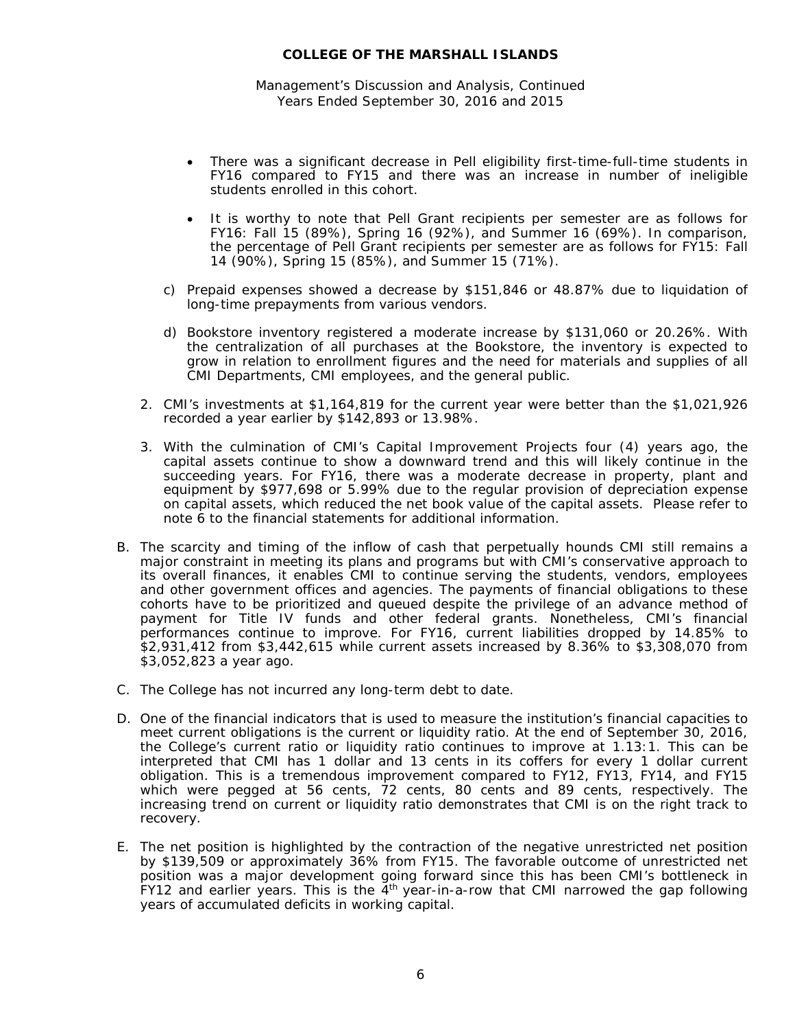- There was a significant decrease in Pell eligibility first-time-full-time students in FY16 compared to FY15 and there was an increase in number of ineligible students enrolled in this cohort.

- It is worthy to note that Pell Grant recipients per semester are as follows for FY16: Fall 15 (89%), Spring 16 (92%), and Summer 16 (69%). In comparison, the percentage of Pell Grant recipients per semester are as follows for FY15: Fall 14 (90%), Spring 15 (85%), and Summer 15 (71%).

c) Prepaid expenses showed a decrease by $151,846 or 48.87% due to liquidation of long-time prepayments from various vendors.

d) Bookstore inventory registered a moderate increase by $131,060 or 20.26%. With the centralization of all purchases at the Bookstore, the inventory is expected to grow in relation to enrollment figures and the need for materials and supplies of all CMI Departments, CMI employees, and the general public.

2. CMI's investments at $1,164,819 for the current year were better than the $1,021,926 recorded a year earlier by $142,893 or 13.98%.

3. With the culmination of CMI's Capital Improvement Projects four (4) years ago, the capital assets continue to show a downward trend and this will likely continue in the succeeding years. For FY16, there was a moderate decrease in property, plant and equipment by $977,698 or 5.99% due to the regular provision of depreciation expense on capital assets, which reduced the net book value of the capital assets. Please refer to note 6 to the financial statements for additional information.

B. The scarcity and timing of the inflow of cash that perpetually hounds CMI still remains a major constraint in meeting its plans and programs but with CMI's conservative approach to its overall finances, it enables CMI to continue serving the students, vendors, employees and other government offices and agencies. The payments of financial obligations to these cohorts have to be prioritized and queued despite the privilege of an advance method of payment for Title IV funds and other federal grants. Nonetheless, CMI's financial performances continue to improve. For FY16, current liabilities dropped by 14.85% to $2,931,412 from $3,442,615 while current assets increased by 8.36% to $3,308,070 from $3,052,823 a year ago.

C. The College has not incurred any long-term debt to date.

D. One of the financial indicators that is used to measure the institution's financial capacities to meet current obligations is the current or liquidity ratio. At the end of September 30, 2016, the College's current ratio or liquidity ratio continues to improve at 1.13:1. This can be interpreted that CMI has 1 dollar and 13 cents in its coffers for every 1 dollar current obligation. This is a tremendous improvement compared to FY12, FY13, FY14, and FY15 which were pegged at 56 cents, 72 cents, 80 cents and 89 cents, respectively. The increasing trend on current or liquidity ratio demonstrates that CMI is on the right track to recovery.

E. The net position is highlighted by the contraction of the negative unrestricted net position by $139,509 or approximately 36% from FY15. The favorable outcome of unrestricted net position was a major development going forward since this has been CMI's bottleneck in FY12 and earlier years. This is the 4th year-in-a-row that CMI narrowed the gap following years of accumulated deficits in working capital.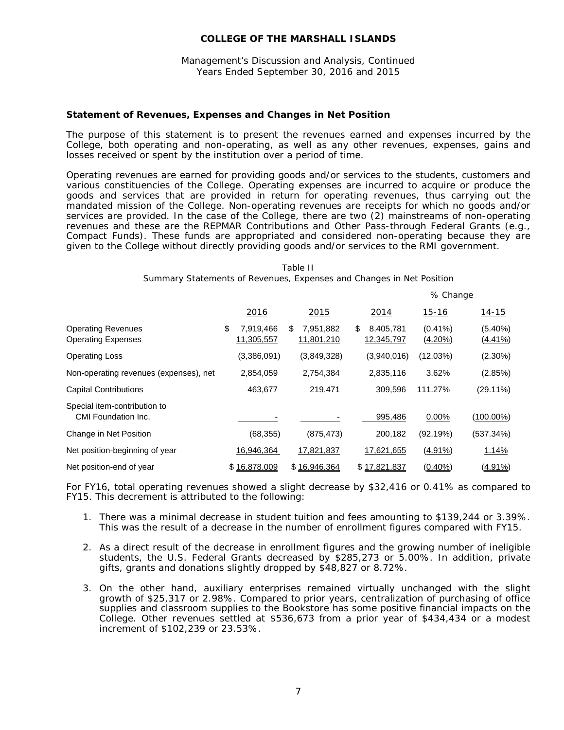**COLLEGE OF THE MARSHALL ISLANDS**

Management's Discussion and Analysis, Continued
Years Ended September 30, 2016 and 2015

### Statement of Revenues, Expenses and Changes in Net Position

The purpose of this statement is to present the revenues earned and expenses incurred by the College, both operating and non-operating, as well as any other revenues, expenses, gains and losses received or spent by the institution over a period of time.

Operating revenues are earned for providing goods and/or services to the students, customers and various constituencies of the College. Operating expenses are incurred to acquire or produce the goods and services that are provided in return for operating revenues, thus carrying out the mandated mission of the College. Non-operating revenues are receipts for which no goods and/or services are provided. In the case of the College, there are two (2) mainstreams of non-operating revenues and these are the REPMAR Contributions and Other Pass-through Federal Grants (e.g., Compact Funds). These funds are appropriated and considered non-operating because they are given to the College without directly providing goods and/or services to the RMI government.

Table II
Summary Statements of Revenues, Expenses and Changes in Net Position

| | | | | % Change | |
|---|---|---|---|---|---|
| | 2016 | 2015 | 2014 | 15-16 | 14-15 |
| Operating Revenues | $ 7,919,466 | $ 7,951,882 | $ 8,405,781 | (0.41%) | (5.40%) |
| Operating Expenses | 11,305,557 | 11,801,210 | 12,345,797 | (4.20%) | (4.41%) |
| Operating Loss | (3,386,091) | (3,849,328) | (3,940,016) | (12.03%) | (2.30%) |
| Non-operating revenues (expenses), net | 2,854,059 | 2,754,384 | 2,835,116 | 3.62% | (2.85%) |
| Capital Contributions | 463,677 | 219,471 | 309,596 | 111.27% | (29.11%) |
| Special item-contribution to CMI Foundation Inc. | - | - | 995,486 | 0.00% | (100.00%) |
| Change in Net Position | (68,355) | (875,473) | 200,182 | (92.19%) | (537.34%) |
| Net position-beginning of year | 16,946,364 | 17,821,837 | 17,621,655 | (4.91%) | 1.14% |
| Net position-end of year | $ 16,878,009 | $ 16,946,364 | $ 17,821,837 | (0.40%) | (4.91%) |

For FY16, total operating revenues showed a slight decrease by $32,416 or 0.41% as compared to FY15. This decrement is attributed to the following:

1. There was a minimal decrease in student tuition and fees amounting to $139,244 or 3.39%. This was the result of a decrease in the number of enrollment figures compared with FY15.
2. As a direct result of the decrease in enrollment figures and the growing number of ineligible students, the U.S. Federal Grants decreased by $285,273 or 5.00%. In addition, private gifts, grants and donations slightly dropped by $48,827 or 8.72%.
3. On the other hand, auxiliary enterprises remained virtually unchanged with the slight growth of $25,317 or 2.98%. Compared to prior years, centralization of purchasing of office supplies and classroom supplies to the Bookstore has some positive financial impacts on the College. Other revenues settled at $536,673 from a prior year of $434,434 or a modest increment of $102,239 or 23.53%.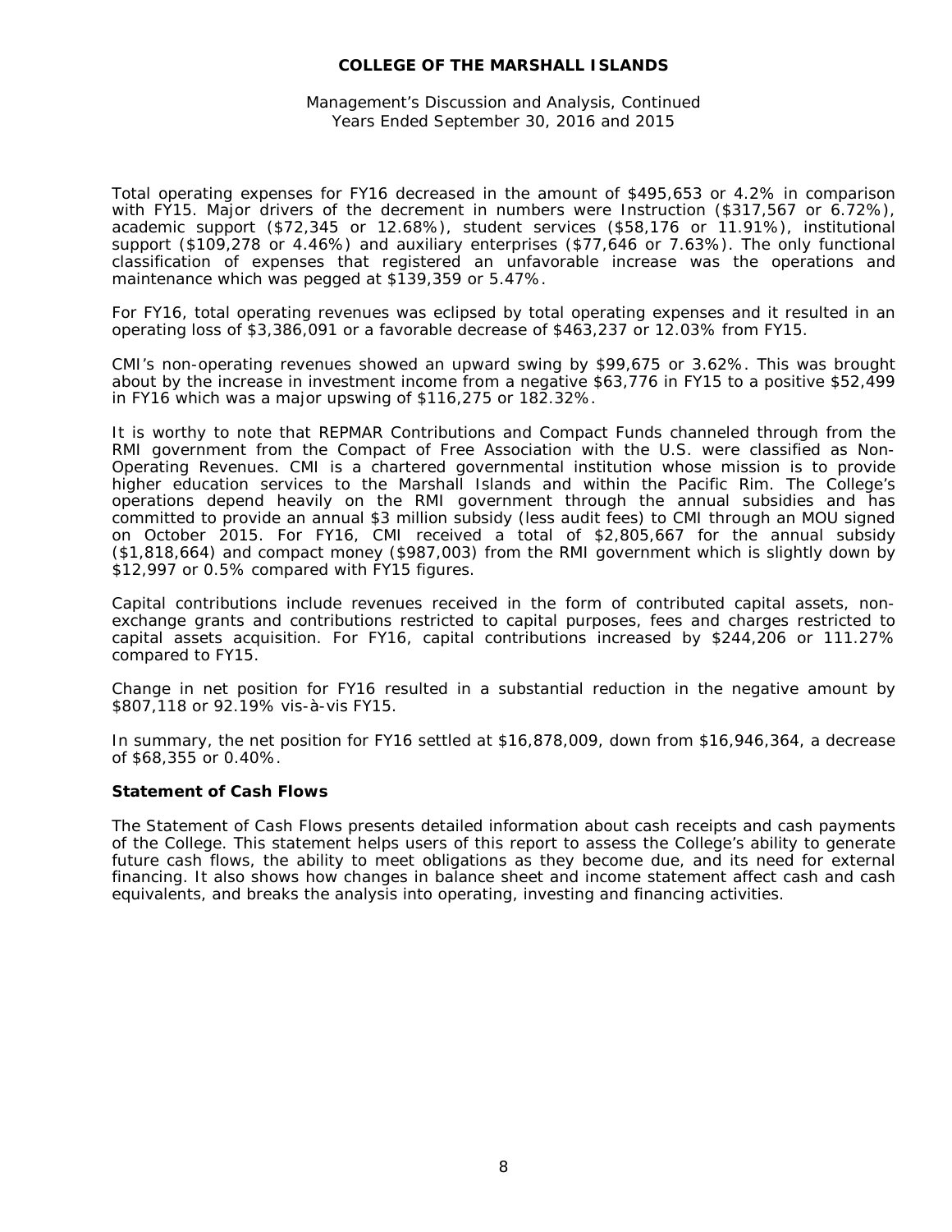Total operating expenses for FY16 decreased in the amount of $495,653 or 4.2% in comparison with FY15. Major drivers of the decrement in numbers were Instruction ($317,567 or 6.72%), academic support ($72,345 or 12.68%), student services ($58,176 or 11.91%), institutional support ($109,278 or 4.46%) and auxiliary enterprises ($77,646 or 7.63%). The only functional classification of expenses that registered an unfavorable increase was the operations and maintenance which was pegged at $139,359 or 5.47%.

For FY16, total operating revenues was eclipsed by total operating expenses and it resulted in an operating loss of $3,386,091 or a favorable decrease of $463,237 or 12.03% from FY15.

CMI's non-operating revenues showed an upward swing by $99,675 or 3.62%. This was brought about by the increase in investment income from a negative $63,776 in FY15 to a positive $52,499 in FY16 which was a major upswing of $116,275 or 182.32%.

It is worthy to note that REPMAR Contributions and Compact Funds channeled through from the RMI government from the Compact of Free Association with the U.S. were classified as Non-Operating Revenues. CMI is a chartered governmental institution whose mission is to provide higher education services to the Marshall Islands and within the Pacific Rim. The College's operations depend heavily on the RMI government through the annual subsidies and has committed to provide an annual $3 million subsidy (less audit fees) to CMI through an MOU signed on October 2015. For FY16, CMI received a total of $2,805,667 for the annual subsidy ($1,818,664) and compact money ($987,003) from the RMI government which is slightly down by $12,997 or 0.5% compared with FY15 figures.

Capital contributions include revenues received in the form of contributed capital assets, non-exchange grants and contributions restricted to capital purposes, fees and charges restricted to capital assets acquisition. For FY16, capital contributions increased by $244,206 or 111.27% compared to FY15.

Change in net position for FY16 resulted in a substantial reduction in the negative amount by $807,118 or 92.19% vis-à-vis FY15.

In summary, the net position for FY16 settled at $16,878,009, down from $16,946,364, a decrease of $68,355 or 0.40%.

**Statement of Cash Flows**

The Statement of Cash Flows presents detailed information about cash receipts and cash payments of the College. This statement helps users of this report to assess the College's ability to generate future cash flows, the ability to meet obligations as they become due, and its need for external financing. It also shows how changes in balance sheet and income statement affect cash and cash equivalents, and breaks the analysis into operating, investing and financing activities.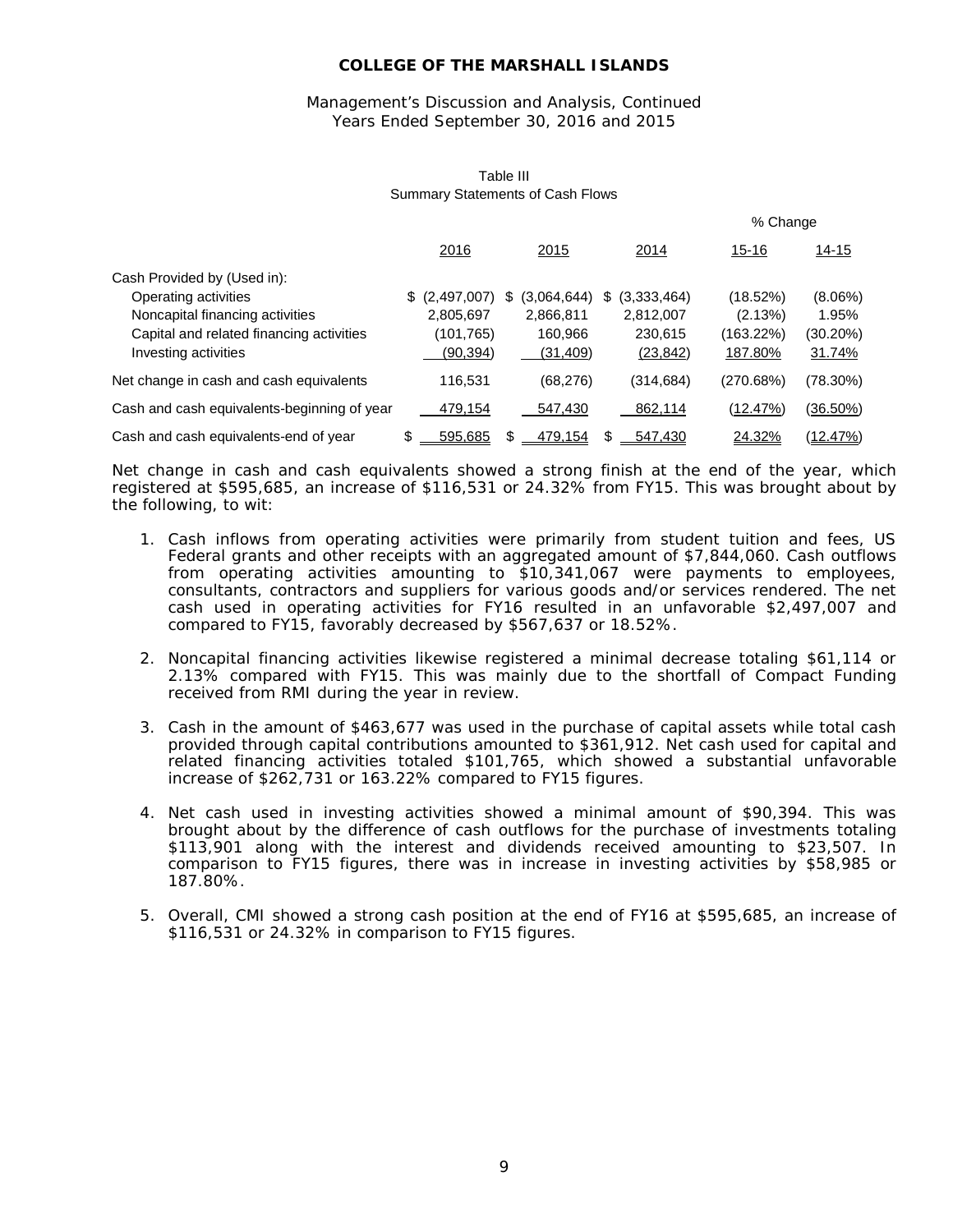**COLLEGE OF THE MARSHALL ISLANDS**

Management's Discussion and Analysis, Continued
Years Ended September 30, 2016 and 2015

Table III
Summary Statements of Cash Flows

| | 2016 | 2015 | 2014 | % Change 15-16 | % Change 14-15 |
|---|---|---|---|---|---|
| Cash Provided by (Used in): | | | | | |
| Operating activities | $ (2,497,007) | $ (3,064,644) | $ (3,333,464) | (18.52%) | (8.06%) |
| Noncapital financing activities | 2,805,697 | 2,866,811 | 2,812,007 | (2.13%) | 1.95% |
| Capital and related financing activities | (101,765) | 160,966 | 230,615 | (163.22%) | (30.20%) |
| Investing activities | (90,394) | (31,409) | (23,842) | 187.80% | 31.74% |
| Net change in cash and cash equivalents | 116,531 | (68,276) | (314,684) | (270.68%) | (78.30%) |
| Cash and cash equivalents-beginning of year | 479,154 | 547,430 | 862,114 | (12.47%) | (36.50%) |
| Cash and cash equivalents-end of year | $ 595,685 | $ 479,154 | $ 547,430 | 24.32% | (12.47%) |

Net change in cash and cash equivalents showed a strong finish at the end of the year, which registered at $595,685, an increase of $116,531 or 24.32% from FY15. This was brought about by the following, to wit:

1. Cash inflows from operating activities were primarily from student tuition and fees, US Federal grants and other receipts with an aggregated amount of $7,844,060. Cash outflows from operating activities amounting to $10,341,067 were payments to employees, consultants, contractors and suppliers for various goods and/or services rendered. The net cash used in operating activities for FY16 resulted in an unfavorable $2,497,007 and compared to FY15, favorably decreased by $567,637 or 18.52%.

2. Noncapital financing activities likewise registered a minimal decrease totaling $61,114 or 2.13% compared with FY15. This was mainly due to the shortfall of Compact Funding received from RMI during the year in review.

3. Cash in the amount of $463,677 was used in the purchase of capital assets while total cash provided through capital contributions amounted to $361,912. Net cash used for capital and related financing activities totaled $101,765, which showed a substantial unfavorable increase of $262,731 or 163.22% compared to FY15 figures.

4. Net cash used in investing activities showed a minimal amount of $90,394. This was brought about by the difference of cash outflows for the purchase of investments totaling $113,901 along with the interest and dividends received amounting to $23,507. In comparison to FY15 figures, there was in increase in investing activities by $58,985 or 187.80%.

5. Overall, CMI showed a strong cash position at the end of FY16 at $595,685, an increase of $116,531 or 24.32% in comparison to FY15 figures.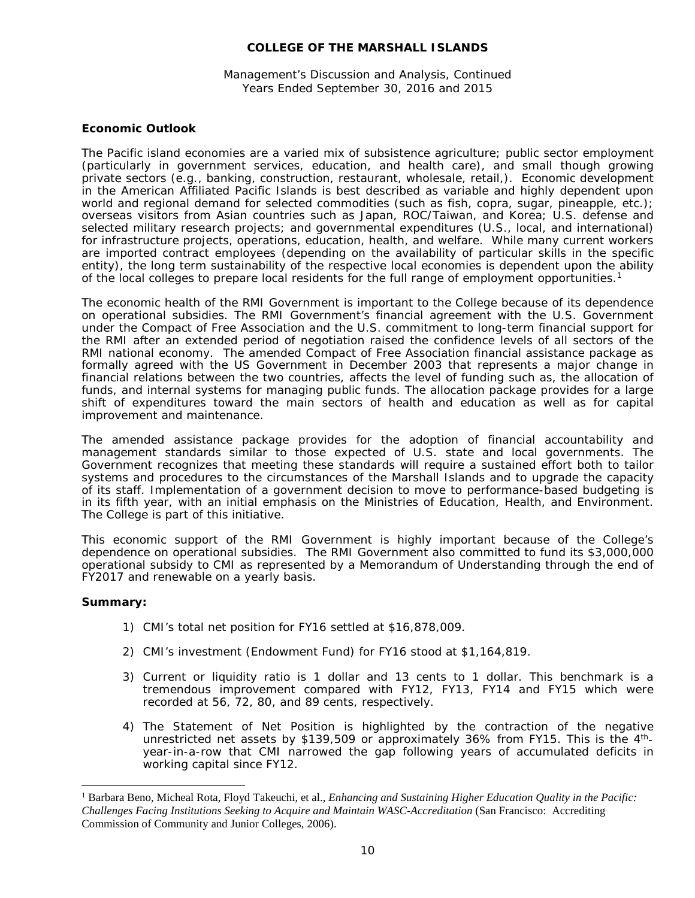### Economic Outlook

The Pacific island economies are a varied mix of subsistence agriculture; public sector employment (particularly in government services, education, and health care), and small though growing private sectors (e.g., banking, construction, restaurant, wholesale, retail,). Economic development in the American Affiliated Pacific Islands is best described as variable and highly dependent upon world and regional demand for selected commodities (such as fish, copra, sugar, pineapple, etc.); overseas visitors from Asian countries such as Japan, ROC/Taiwan, and Korea; U.S. defense and selected military research projects; and governmental expenditures (U.S., local, and international) for infrastructure projects, operations, education, health, and welfare. While many current workers are imported contract employees (depending on the availability of particular skills in the specific entity), the long term sustainability of the respective local economies is dependent upon the ability of the local colleges to prepare local residents for the full range of employment opportunities.[1]

The economic health of the RMI Government is important to the College because of its dependence on operational subsidies. The RMI Government's financial agreement with the U.S. Government under the Compact of Free Association and the U.S. commitment to long-term financial support for the RMI after an extended period of negotiation raised the confidence levels of all sectors of the RMI national economy. The amended Compact of Free Association financial assistance package as formally agreed with the US Government in December 2003 that represents a major change in financial relations between the two countries, affects the level of funding such as, the allocation of funds, and internal systems for managing public funds. The allocation package provides for a large shift of expenditures toward the main sectors of health and education as well as for capital improvement and maintenance.

The amended assistance package provides for the adoption of financial accountability and management standards similar to those expected of U.S. state and local governments. The Government recognizes that meeting these standards will require a sustained effort both to tailor systems and procedures to the circumstances of the Marshall Islands and to upgrade the capacity of its staff. Implementation of a government decision to move to performance-based budgeting is in its fifth year, with an initial emphasis on the Ministries of Education, Health, and Environment. The College is part of this initiative.

This economic support of the RMI Government is highly important because of the College's dependence on operational subsidies. The RMI Government also committed to fund its $3,000,000 operational subsidy to CMI as represented by a Memorandum of Understanding through the end of FY2017 and renewable on a yearly basis.

### Summary:

1) CMI's total net position for FY16 settled at $16,878,009.

2) CMI's investment (Endowment Fund) for FY16 stood at $1,164,819.

3) Current or liquidity ratio is 1 dollar and 13 cents to 1 dollar. This benchmark is a tremendous improvement compared with FY12, FY13, FY14 and FY15 which were recorded at 56, 72, 80, and 89 cents, respectively.

4) The Statement of Net Position is highlighted by the contraction of the negative unrestricted net assets by $139,509 or approximately 36% from FY15. This is the 4th-year-in-a-row that CMI narrowed the gap following years of accumulated deficits in working capital since FY12.

---

[1] Barbara Beno, Micheal Rota, Floyd Takeuchi, et al., *Enhancing and Sustaining Higher Education Quality in the Pacific: Challenges Facing Institutions Seeking to Acquire and Maintain WASC-Accreditation* (San Francisco: Accrediting Commission of Community and Junior Colleges, 2006).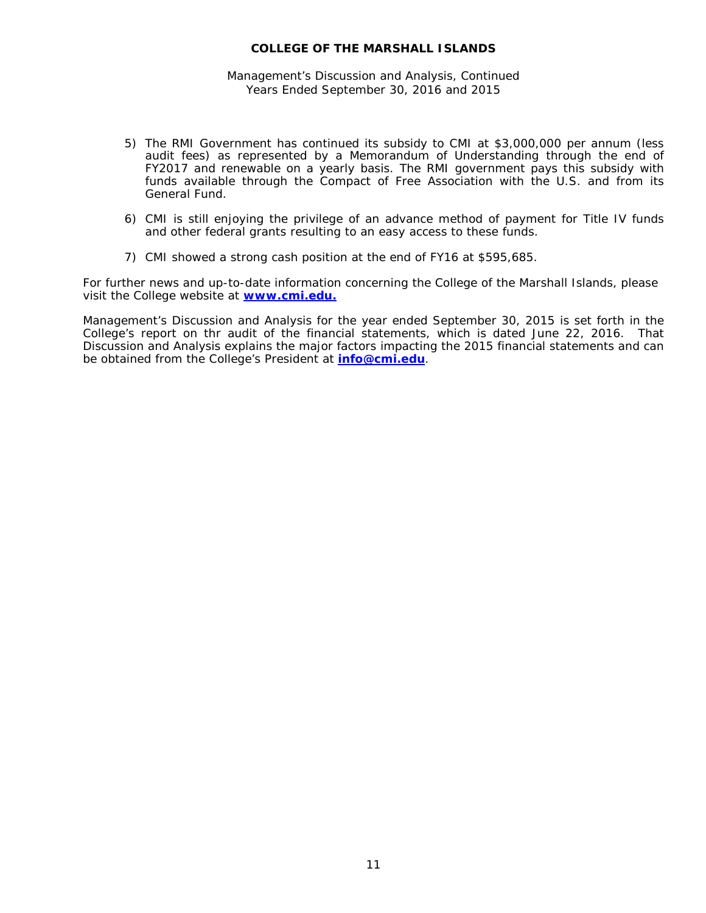5) The RMI Government has continued its subsidy to CMI at $3,000,000 per annum (less audit fees) as represented by a Memorandum of Understanding through the end of FY2017 and renewable on a yearly basis. The RMI government pays this subsidy with funds available through the Compact of Free Association with the U.S. and from its General Fund.

6) CMI is still enjoying the privilege of an advance method of payment for Title IV funds and other federal grants resulting to an easy access to these funds.

7) CMI showed a strong cash position at the end of FY16 at $595,685.

For further news and up-to-date information concerning the College of the Marshall Islands, please visit the College website at **www.cmi.edu.**

Management's Discussion and Analysis for the year ended September 30, 2015 is set forth in the College's report on thr audit of the financial statements, which is dated June 22, 2016. That Discussion and Analysis explains the major factors impacting the 2015 financial statements and can be obtained from the College's President at **info@cmi.edu**.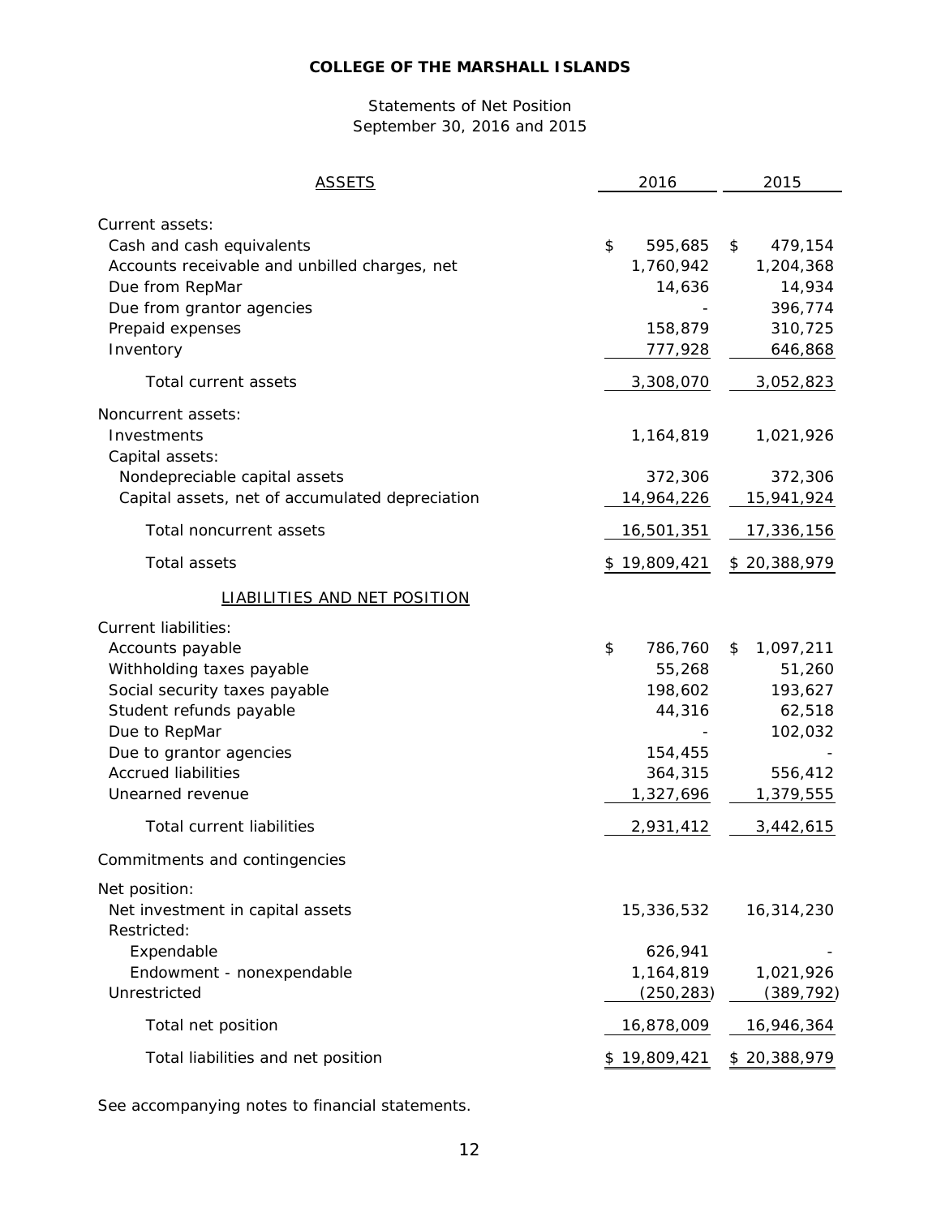# COLLEGE OF THE MARSHALL ISLANDS

Statements of Net Position
September 30, 2016 and 2015

| ASSETS | 2016 | 2015 |
|---|---|---|
| Current assets: | | |
| Cash and cash equivalents | $ 595,685 | $ 479,154 |
| Accounts receivable and unbilled charges, net | 1,760,942 | 1,204,368 |
| Due from RepMar | 14,636 | 14,934 |
| Due from grantor agencies | - | 396,774 |
| Prepaid expenses | 158,879 | 310,725 |
| Inventory | 777,928 | 646,868 |
| Total current assets | 3,308,070 | 3,052,823 |
| Noncurrent assets: | | |
| Investments | 1,164,819 | 1,021,926 |
| Capital assets: | | |
| Nondepreciable capital assets | 372,306 | 372,306 |
| Capital assets, net of accumulated depreciation | 14,964,226 | 15,941,924 |
| Total noncurrent assets | 16,501,351 | 17,336,156 |
| Total assets | $ 19,809,421 | $ 20,388,979 |
| LIABILITIES AND NET POSITION | | |
| Current liabilities: | | |
| Accounts payable | $ 786,760 | $ 1,097,211 |
| Withholding taxes payable | 55,268 | 51,260 |
| Social security taxes payable | 198,602 | 193,627 |
| Student refunds payable | 44,316 | 62,518 |
| Due to RepMar | - | 102,032 |
| Due to grantor agencies | 154,455 | - |
| Accrued liabilities | 364,315 | 556,412 |
| Unearned revenue | 1,327,696 | 1,379,555 |
| Total current liabilities | 2,931,412 | 3,442,615 |
| Commitments and contingencies | | |
| Net position: | | |
| Net investment in capital assets | 15,336,532 | 16,314,230 |
| Restricted: | | |
| Expendable | 626,941 | - |
| Endowment - nonexpendable | 1,164,819 | 1,021,926 |
| Unrestricted | (250,283) | (389,792) |
| Total net position | 16,878,009 | 16,946,364 |
| Total liabilities and net position | $ 19,809,421 | $ 20,388,979 |

See accompanying notes to financial statements.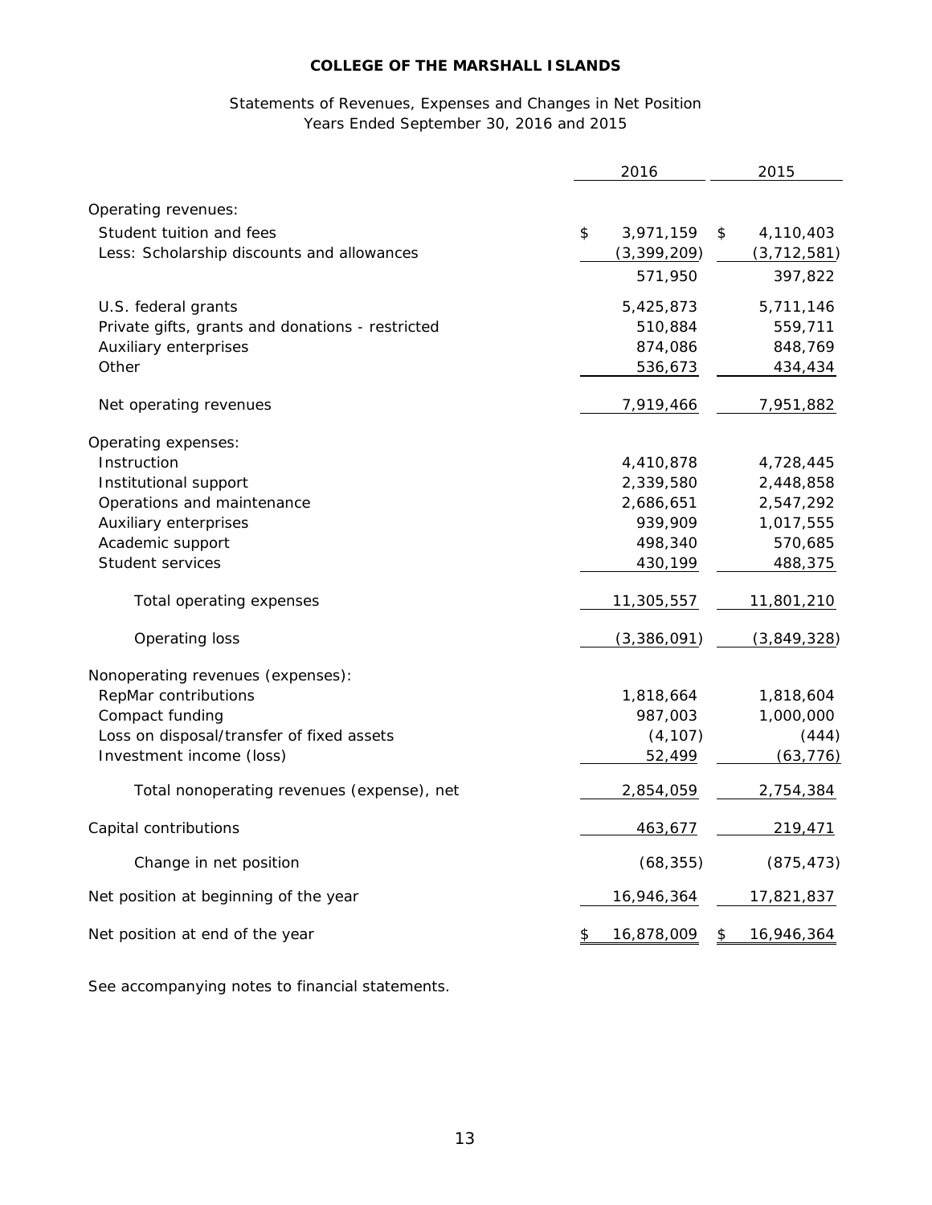**COLLEGE OF THE MARSHALL ISLANDS**

Statements of Revenues, Expenses and Changes in Net Position
Years Ended September 30, 2016 and 2015

| | 2016 | 2015 |
|---|---|---|
| Operating revenues: | | |
| Student tuition and fees | $ 3,971,159 | $ 4,110,403 |
| Less: Scholarship discounts and allowances | (3,399,209) | (3,712,581) |
| | 571,950 | 397,822 |
| U.S. federal grants | 5,425,873 | 5,711,146 |
| Private gifts, grants and donations - restricted | 510,884 | 559,711 |
| Auxiliary enterprises | 874,086 | 848,769 |
| Other | 536,673 | 434,434 |
| Net operating revenues | 7,919,466 | 7,951,882 |
| Operating expenses: | | |
| Instruction | 4,410,878 | 4,728,445 |
| Institutional support | 2,339,580 | 2,448,858 |
| Operations and maintenance | 2,686,651 | 2,547,292 |
| Auxiliary enterprises | 939,909 | 1,017,555 |
| Academic support | 498,340 | 570,685 |
| Student services | 430,199 | 488,375 |
| Total operating expenses | 11,305,557 | 11,801,210 |
| Operating loss | (3,386,091) | (3,849,328) |
| Nonoperating revenues (expenses): | | |
| RepMar contributions | 1,818,664 | 1,818,604 |
| Compact funding | 987,003 | 1,000,000 |
| Loss on disposal/transfer of fixed assets | (4,107) | (444) |
| Investment income (loss) | 52,499 | (63,776) |
| Total nonoperating revenues (expense), net | 2,854,059 | 2,754,384 |
| Capital contributions | 463,677 | 219,471 |
| Change in net position | (68,355) | (875,473) |
| Net position at beginning of the year | 16,946,364 | 17,821,837 |
| Net position at end of the year | $ 16,878,009 | $ 16,946,364 |

See accompanying notes to financial statements.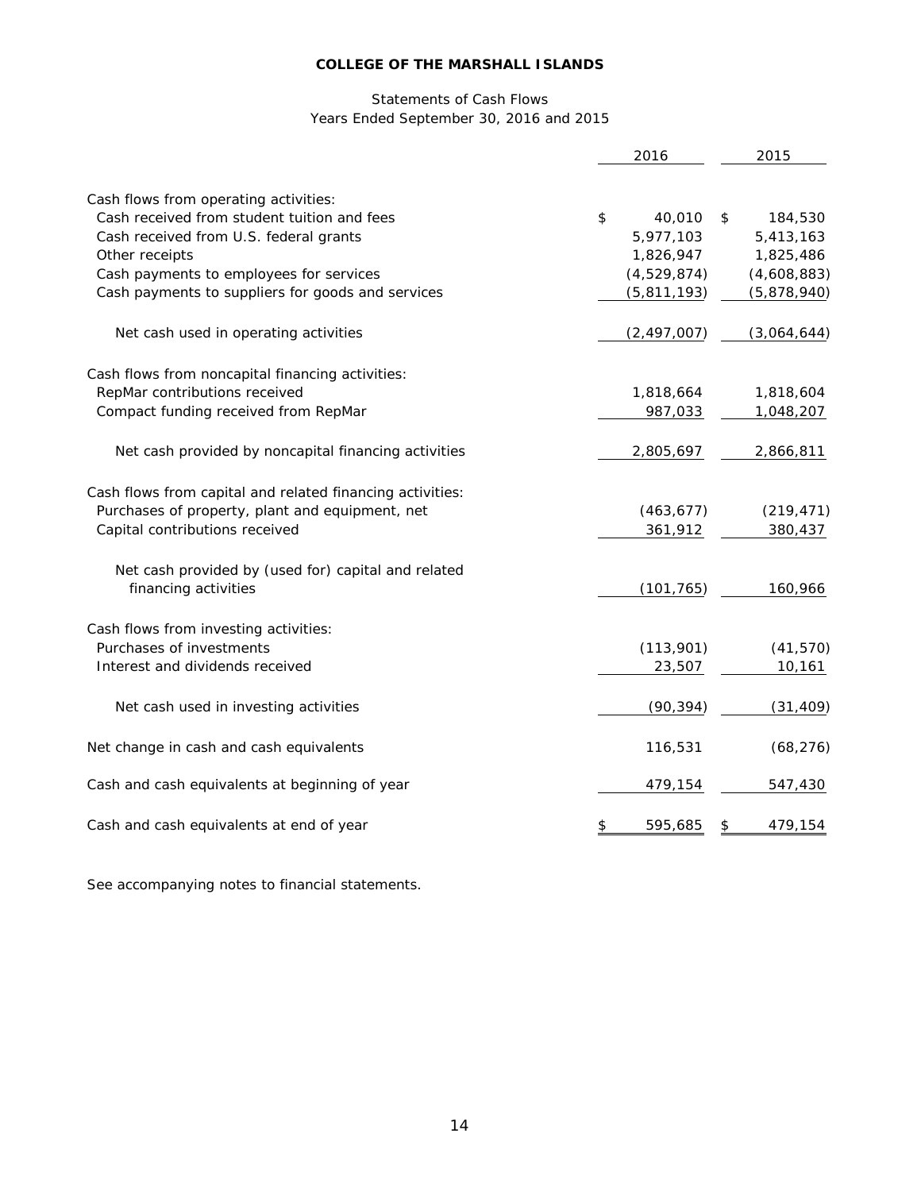**COLLEGE OF THE MARSHALL ISLANDS**

Statements of Cash Flows
Years Ended September 30, 2016 and 2015

| | 2016 | 2015 |
|---|---|---|
| Cash flows from operating activities: | | |
| Cash received from student tuition and fees | $ 40,010 | $ 184,530 |
| Cash received from U.S. federal grants | 5,977,103 | 5,413,163 |
| Other receipts | 1,826,947 | 1,825,486 |
| Cash payments to employees for services | (4,529,874) | (4,608,883) |
| Cash payments to suppliers for goods and services | (5,811,193) | (5,878,940) |
| Net cash used in operating activities | (2,497,007) | (3,064,644) |
| Cash flows from noncapital financing activities: | | |
| RepMar contributions received | 1,818,664 | 1,818,604 |
| Compact funding received from RepMar | 987,033 | 1,048,207 |
| Net cash provided by noncapital financing activities | 2,805,697 | 2,866,811 |
| Cash flows from capital and related financing activities: | | |
| Purchases of property, plant and equipment, net | (463,677) | (219,471) |
| Capital contributions received | 361,912 | 380,437 |
| Net cash provided by (used for) capital and related financing activities | (101,765) | 160,966 |
| Cash flows from investing activities: | | |
| Purchases of investments | (113,901) | (41,570) |
| Interest and dividends received | 23,507 | 10,161 |
| Net cash used in investing activities | (90,394) | (31,409) |
| Net change in cash and cash equivalents | 116,531 | (68,276) |
| Cash and cash equivalents at beginning of year | 479,154 | 547,430 |
| Cash and cash equivalents at end of year | $ 595,685 | $ 479,154 |

See accompanying notes to financial statements.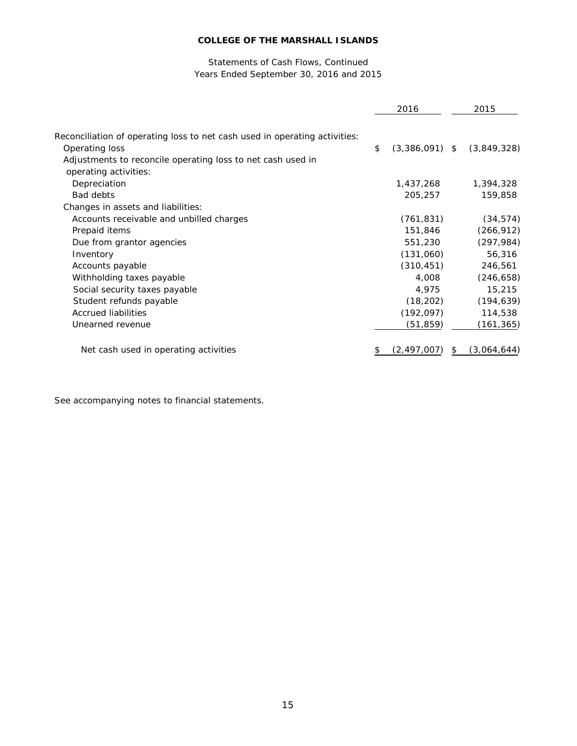**COLLEGE OF THE MARSHALL ISLANDS**

Statements of Cash Flows, Continued
Years Ended September 30, 2016 and 2015

| | 2016 | 2015 |
|---|---|---|
| Reconciliation of operating loss to net cash used in operating activities: | | |
| Operating loss | $ (3,386,091) | $ (3,849,328) |
| Adjustments to reconcile operating loss to net cash used in operating activities: | | |
| Depreciation | 1,437,268 | 1,394,328 |
| Bad debts | 205,257 | 159,858 |
| Changes in assets and liabilities: | | |
| Accounts receivable and unbilled charges | (761,831) | (34,574) |
| Prepaid items | 151,846 | (266,912) |
| Due from grantor agencies | 551,230 | (297,984) |
| Inventory | (131,060) | 56,316 |
| Accounts payable | (310,451) | 246,561 |
| Withholding taxes payable | 4,008 | (246,658) |
| Social security taxes payable | 4,975 | 15,215 |
| Student refunds payable | (18,202) | (194,639) |
| Accrued liabilities | (192,097) | 114,538 |
| Unearned revenue | (51,859) | (161,365) |
| Net cash used in operating activities | $ (2,497,007) | $ (3,064,644) |

See accompanying notes to financial statements.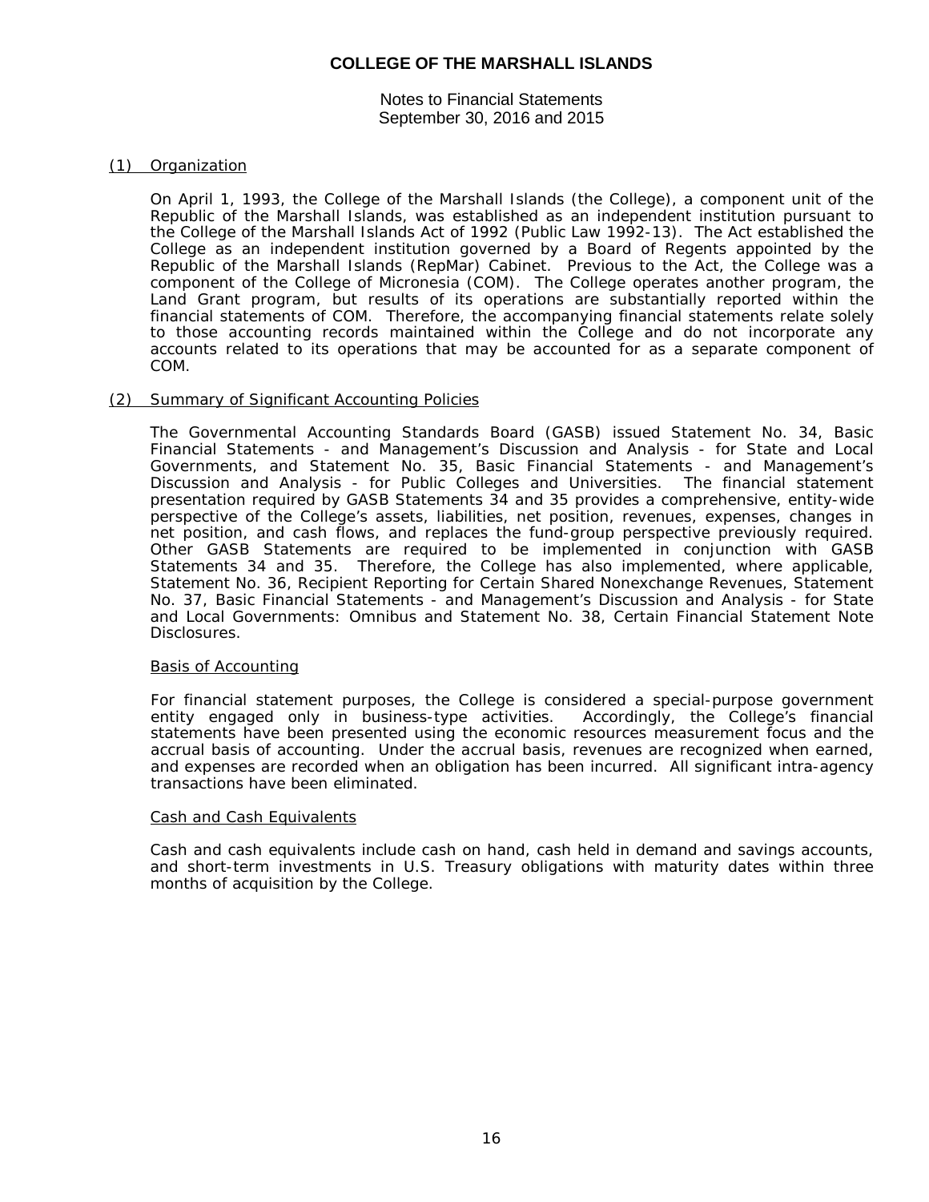# COLLEGE OF THE MARSHALL ISLANDS

Notes to Financial Statements
September 30, 2016 and 2015

## (1) Organization

On April 1, 1993, the College of the Marshall Islands (the College), a component unit of the Republic of the Marshall Islands, was established as an independent institution pursuant to the College of the Marshall Islands Act of 1992 (Public Law 1992-13). The Act established the College as an independent institution governed by a Board of Regents appointed by the Republic of the Marshall Islands (RepMar) Cabinet. Previous to the Act, the College was a component of the College of Micronesia (COM). The College operates another program, the Land Grant program, but results of its operations are substantially reported within the financial statements of COM. Therefore, the accompanying financial statements relate solely to those accounting records maintained within the College and do not incorporate any accounts related to its operations that may be accounted for as a separate component of COM.

## (2) Summary of Significant Accounting Policies

The Governmental Accounting Standards Board (GASB) issued Statement No. 34, Basic Financial Statements - and Management's Discussion and Analysis - for State and Local Governments, and Statement No. 35, Basic Financial Statements - and Management's Discussion and Analysis - for Public Colleges and Universities. The financial statement presentation required by GASB Statements 34 and 35 provides a comprehensive, entity-wide perspective of the College's assets, liabilities, net position, revenues, expenses, changes in net position, and cash flows, and replaces the fund-group perspective previously required. Other GASB Statements are required to be implemented in conjunction with GASB Statements 34 and 35. Therefore, the College has also implemented, where applicable, Statement No. 36, Recipient Reporting for Certain Shared Nonexchange Revenues, Statement No. 37, Basic Financial Statements - and Management's Discussion and Analysis - for State and Local Governments: Omnibus and Statement No. 38, Certain Financial Statement Note Disclosures.

### Basis of Accounting

For financial statement purposes, the College is considered a special-purpose government entity engaged only in business-type activities. Accordingly, the College's financial statements have been presented using the economic resources measurement focus and the accrual basis of accounting. Under the accrual basis, revenues are recognized when earned, and expenses are recorded when an obligation has been incurred. All significant intra-agency transactions have been eliminated.

### Cash and Cash Equivalents

Cash and cash equivalents include cash on hand, cash held in demand and savings accounts, and short-term investments in U.S. Treasury obligations with maturity dates within three months of acquisition by the College.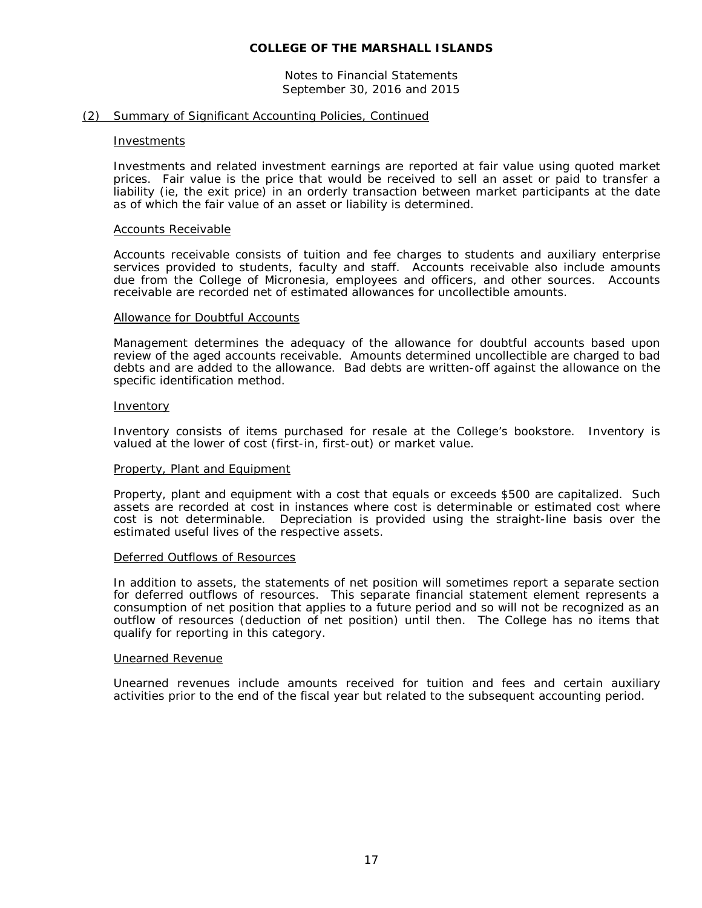# COLLEGE OF THE MARSHALL ISLANDS

Notes to Financial Statements
September 30, 2016 and 2015

## (2) Summary of Significant Accounting Policies, Continued

### Investments

Investments and related investment earnings are reported at fair value using quoted market prices. Fair value is the price that would be received to sell an asset or paid to transfer a liability (ie, the exit price) in an orderly transaction between market participants at the date as of which the fair value of an asset or liability is determined.

### Accounts Receivable

Accounts receivable consists of tuition and fee charges to students and auxiliary enterprise services provided to students, faculty and staff. Accounts receivable also include amounts due from the College of Micronesia, employees and officers, and other sources. Accounts receivable are recorded net of estimated allowances for uncollectible amounts.

### Allowance for Doubtful Accounts

Management determines the adequacy of the allowance for doubtful accounts based upon review of the aged accounts receivable. Amounts determined uncollectible are charged to bad debts and are added to the allowance. Bad debts are written-off against the allowance on the specific identification method.

### Inventory

Inventory consists of items purchased for resale at the College's bookstore. Inventory is valued at the lower of cost (first-in, first-out) or market value.

### Property, Plant and Equipment

Property, plant and equipment with a cost that equals or exceeds $500 are capitalized. Such assets are recorded at cost in instances where cost is determinable or estimated cost where cost is not determinable. Depreciation is provided using the straight-line basis over the estimated useful lives of the respective assets.

### Deferred Outflows of Resources

In addition to assets, the statements of net position will sometimes report a separate section for deferred outflows of resources. This separate financial statement element represents a consumption of net position that applies to a future period and so will not be recognized as an outflow of resources (deduction of net position) until then. The College has no items that qualify for reporting in this category.

### Unearned Revenue

Unearned revenues include amounts received for tuition and fees and certain auxiliary activities prior to the end of the fiscal year but related to the subsequent accounting period.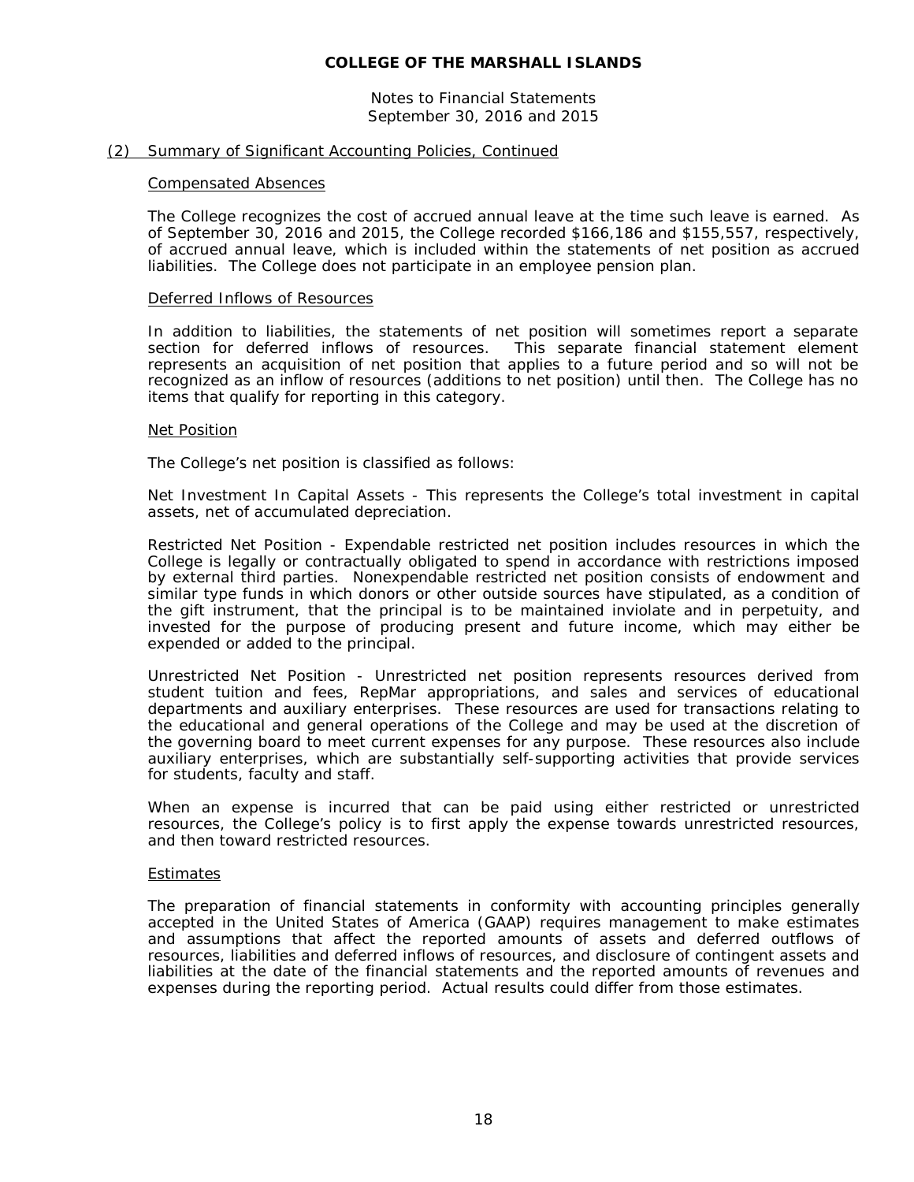# COLLEGE OF THE MARSHALL ISLANDS

Notes to Financial Statements
September 30, 2016 and 2015

## (2) Summary of Significant Accounting Policies, Continued

### Compensated Absences

The College recognizes the cost of accrued annual leave at the time such leave is earned. As of September 30, 2016 and 2015, the College recorded $166,186 and $155,557, respectively, of accrued annual leave, which is included within the statements of net position as accrued liabilities. The College does not participate in an employee pension plan.

### Deferred Inflows of Resources

In addition to liabilities, the statements of net position will sometimes report a separate section for deferred inflows of resources. This separate financial statement element represents an acquisition of net position that applies to a future period and so will not be recognized as an inflow of resources (additions to net position) until then. The College has no items that qualify for reporting in this category.

### Net Position

The College's net position is classified as follows:

Net Investment In Capital Assets - This represents the College's total investment in capital assets, net of accumulated depreciation.

Restricted Net Position - Expendable restricted net position includes resources in which the College is legally or contractually obligated to spend in accordance with restrictions imposed by external third parties. Nonexpendable restricted net position consists of endowment and similar type funds in which donors or other outside sources have stipulated, as a condition of the gift instrument, that the principal is to be maintained inviolate and in perpetuity, and invested for the purpose of producing present and future income, which may either be expended or added to the principal.

Unrestricted Net Position - Unrestricted net position represents resources derived from student tuition and fees, RepMar appropriations, and sales and services of educational departments and auxiliary enterprises. These resources are used for transactions relating to the educational and general operations of the College and may be used at the discretion of the governing board to meet current expenses for any purpose. These resources also include auxiliary enterprises, which are substantially self-supporting activities that provide services for students, faculty and staff.

When an expense is incurred that can be paid using either restricted or unrestricted resources, the College's policy is to first apply the expense towards unrestricted resources, and then toward restricted resources.

### Estimates

The preparation of financial statements in conformity with accounting principles generally accepted in the United States of America (GAAP) requires management to make estimates and assumptions that affect the reported amounts of assets and deferred outflows of resources, liabilities and deferred inflows of resources, and disclosure of contingent assets and liabilities at the date of the financial statements and the reported amounts of revenues and expenses during the reporting period. Actual results could differ from those estimates.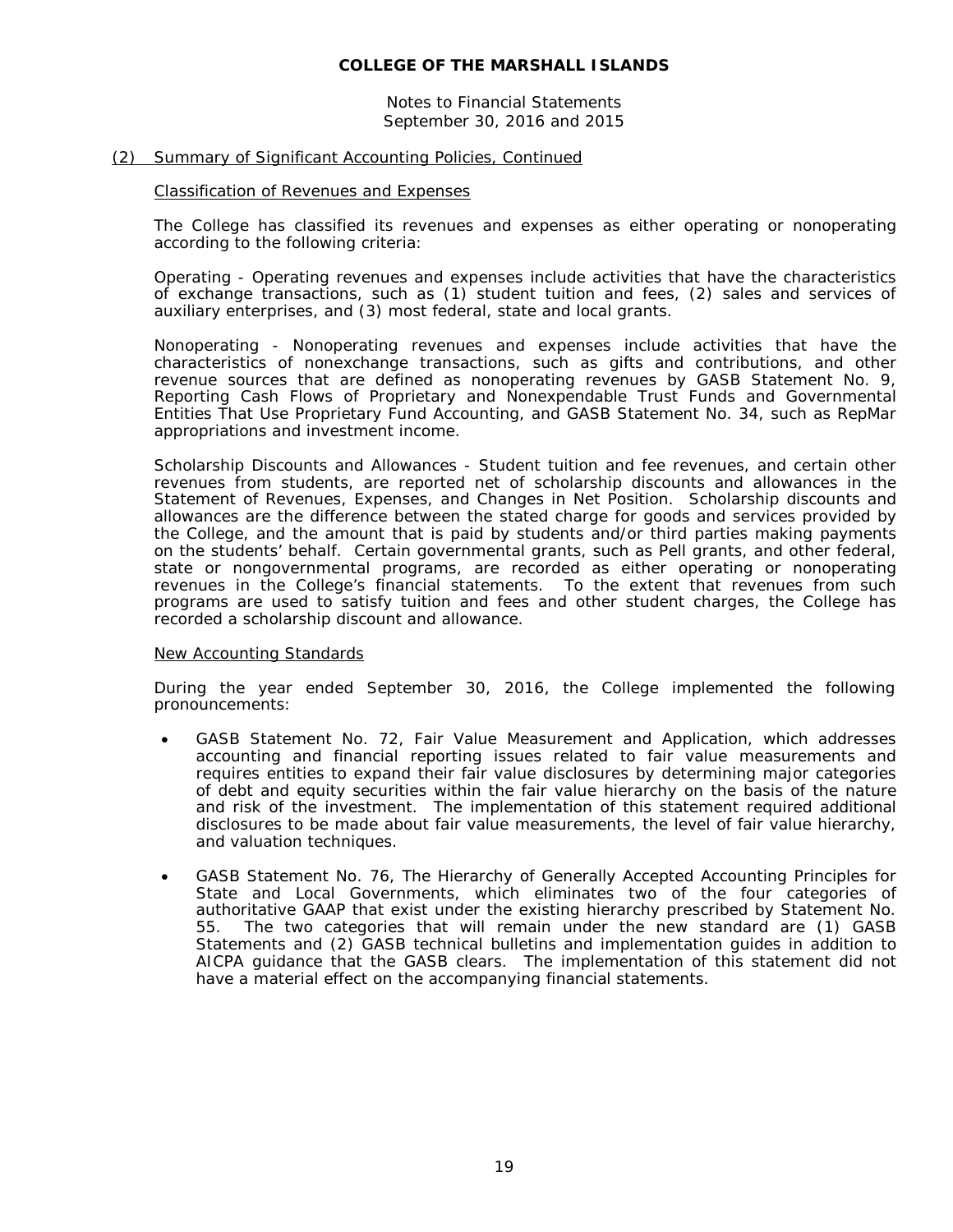## (2) Summary of Significant Accounting Policies, Continued

### Classification of Revenues and Expenses

The College has classified its revenues and expenses as either operating or nonoperating according to the following criteria:

Operating - Operating revenues and expenses include activities that have the characteristics of exchange transactions, such as (1) student tuition and fees, (2) sales and services of auxiliary enterprises, and (3) most federal, state and local grants.

Nonoperating - Nonoperating revenues and expenses include activities that have the characteristics of nonexchange transactions, such as gifts and contributions, and other revenue sources that are defined as nonoperating revenues by GASB Statement No. 9, Reporting Cash Flows of Proprietary and Nonexpendable Trust Funds and Governmental Entities That Use Proprietary Fund Accounting, and GASB Statement No. 34, such as RepMar appropriations and investment income.

Scholarship Discounts and Allowances - Student tuition and fee revenues, and certain other revenues from students, are reported net of scholarship discounts and allowances in the Statement of Revenues, Expenses, and Changes in Net Position. Scholarship discounts and allowances are the difference between the stated charge for goods and services provided by the College, and the amount that is paid by students and/or third parties making payments on the students' behalf. Certain governmental grants, such as Pell grants, and other federal, state or nongovernmental programs, are recorded as either operating or nonoperating revenues in the College's financial statements. To the extent that revenues from such programs are used to satisfy tuition and fees and other student charges, the College has recorded a scholarship discount and allowance.

### New Accounting Standards

During the year ended September 30, 2016, the College implemented the following pronouncements:

- GASB Statement No. 72, Fair Value Measurement and Application, which addresses accounting and financial reporting issues related to fair value measurements and requires entities to expand their fair value disclosures by determining major categories of debt and equity securities within the fair value hierarchy on the basis of the nature and risk of the investment. The implementation of this statement required additional disclosures to be made about fair value measurements, the level of fair value hierarchy, and valuation techniques.

- GASB Statement No. 76, The Hierarchy of Generally Accepted Accounting Principles for State and Local Governments, which eliminates two of the four categories of authoritative GAAP that exist under the existing hierarchy prescribed by Statement No. 55. The two categories that will remain under the new standard are (1) GASB Statements and (2) GASB technical bulletins and implementation guides in addition to AICPA guidance that the GASB clears. The implementation of this statement did not have a material effect on the accompanying financial statements.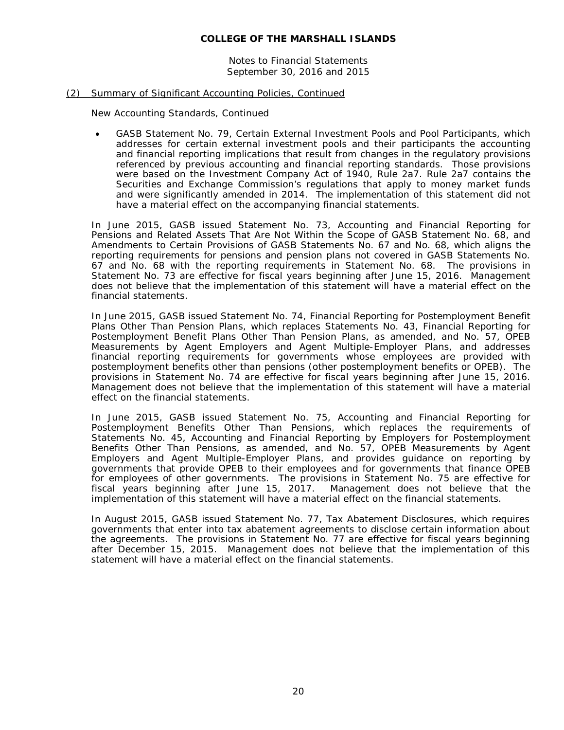## (2) Summary of Significant Accounting Policies, Continued

### New Accounting Standards, Continued

- GASB Statement No. 79, Certain External Investment Pools and Pool Participants, which addresses for certain external investment pools and their participants the accounting and financial reporting implications that result from changes in the regulatory provisions referenced by previous accounting and financial reporting standards. Those provisions were based on the Investment Company Act of 1940, Rule 2a7. Rule 2a7 contains the Securities and Exchange Commission's regulations that apply to money market funds and were significantly amended in 2014. The implementation of this statement did not have a material effect on the accompanying financial statements.

In June 2015, GASB issued Statement No. 73, Accounting and Financial Reporting for Pensions and Related Assets That Are Not Within the Scope of GASB Statement No. 68, and Amendments to Certain Provisions of GASB Statements No. 67 and No. 68, which aligns the reporting requirements for pensions and pension plans not covered in GASB Statements No. 67 and No. 68 with the reporting requirements in Statement No. 68. The provisions in Statement No. 73 are effective for fiscal years beginning after June 15, 2016. Management does not believe that the implementation of this statement will have a material effect on the financial statements.

In June 2015, GASB issued Statement No. 74, Financial Reporting for Postemployment Benefit Plans Other Than Pension Plans, which replaces Statements No. 43, Financial Reporting for Postemployment Benefit Plans Other Than Pension Plans, as amended, and No. 57, OPEB Measurements by Agent Employers and Agent Multiple-Employer Plans, and addresses financial reporting requirements for governments whose employees are provided with postemployment benefits other than pensions (other postemployment benefits or OPEB). The provisions in Statement No. 74 are effective for fiscal years beginning after June 15, 2016. Management does not believe that the implementation of this statement will have a material effect on the financial statements.

In June 2015, GASB issued Statement No. 75, Accounting and Financial Reporting for Postemployment Benefits Other Than Pensions, which replaces the requirements of Statements No. 45, Accounting and Financial Reporting by Employers for Postemployment Benefits Other Than Pensions, as amended, and No. 57, OPEB Measurements by Agent Employers and Agent Multiple-Employer Plans, and provides guidance on reporting by governments that provide OPEB to their employees and for governments that finance OPEB for employees of other governments. The provisions in Statement No. 75 are effective for fiscal years beginning after June 15, 2017. Management does not believe that the implementation of this statement will have a material effect on the financial statements.

In August 2015, GASB issued Statement No. 77, Tax Abatement Disclosures, which requires governments that enter into tax abatement agreements to disclose certain information about the agreements. The provisions in Statement No. 77 are effective for fiscal years beginning after December 15, 2015. Management does not believe that the implementation of this statement will have a material effect on the financial statements.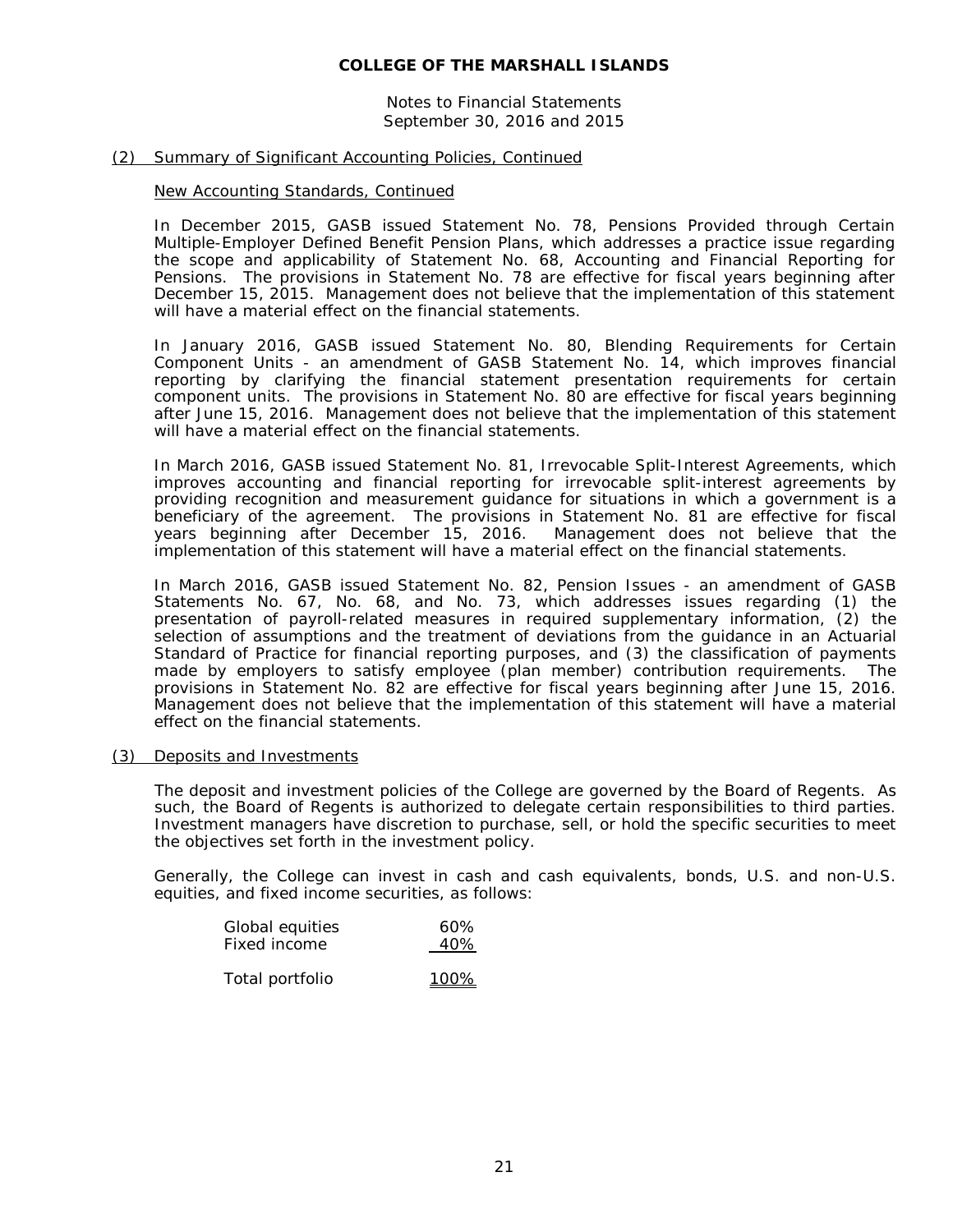## (2) Summary of Significant Accounting Policies, Continued

### New Accounting Standards, Continued

In December 2015, GASB issued Statement No. 78, Pensions Provided through Certain Multiple-Employer Defined Benefit Pension Plans, which addresses a practice issue regarding the scope and applicability of Statement No. 68, Accounting and Financial Reporting for Pensions. The provisions in Statement No. 78 are effective for fiscal years beginning after December 15, 2015. Management does not believe that the implementation of this statement will have a material effect on the financial statements.

In January 2016, GASB issued Statement No. 80, Blending Requirements for Certain Component Units - an amendment of GASB Statement No. 14, which improves financial reporting by clarifying the financial statement presentation requirements for certain component units. The provisions in Statement No. 80 are effective for fiscal years beginning after June 15, 2016. Management does not believe that the implementation of this statement will have a material effect on the financial statements.

In March 2016, GASB issued Statement No. 81, Irrevocable Split-Interest Agreements, which improves accounting and financial reporting for irrevocable split-interest agreements by providing recognition and measurement guidance for situations in which a government is a beneficiary of the agreement. The provisions in Statement No. 81 are effective for fiscal years beginning after December 15, 2016. Management does not believe that the implementation of this statement will have a material effect on the financial statements.

In March 2016, GASB issued Statement No. 82, Pension Issues - an amendment of GASB Statements No. 67, No. 68, and No. 73, which addresses issues regarding (1) the presentation of payroll-related measures in required supplementary information, (2) the selection of assumptions and the treatment of deviations from the guidance in an Actuarial Standard of Practice for financial reporting purposes, and (3) the classification of payments made by employers to satisfy employee (plan member) contribution requirements. The provisions in Statement No. 82 are effective for fiscal years beginning after June 15, 2016. Management does not believe that the implementation of this statement will have a material effect on the financial statements.

## (3) Deposits and Investments

The deposit and investment policies of the College are governed by the Board of Regents. As such, the Board of Regents is authorized to delegate certain responsibilities to third parties. Investment managers have discretion to purchase, sell, or hold the specific securities to meet the objectives set forth in the investment policy.

Generally, the College can invest in cash and cash equivalents, bonds, U.S. and non-U.S. equities, and fixed income securities, as follows:

| | |
|---|---|
| Global equities | 60% |
| Fixed income | 40% |
| Total portfolio | 100% |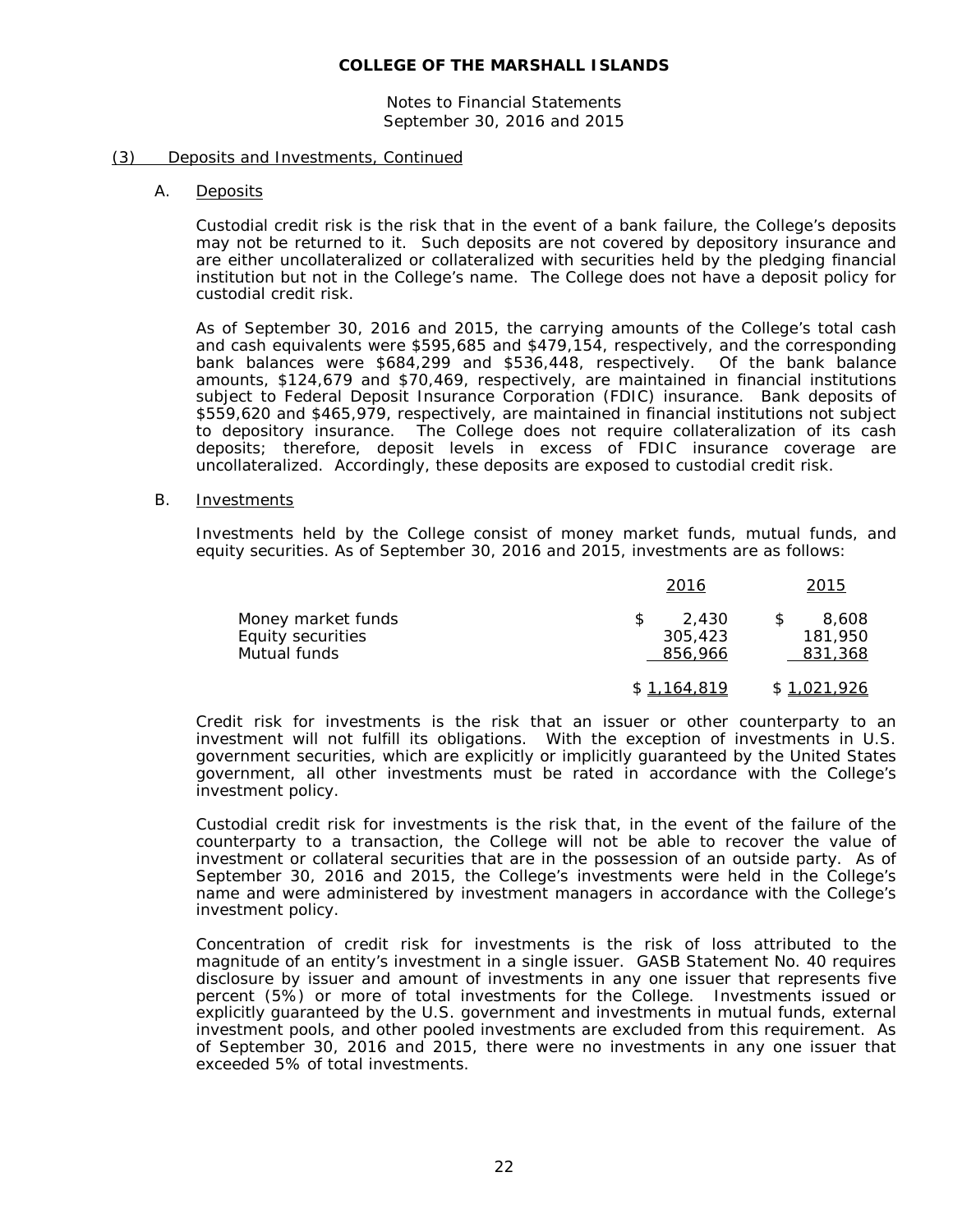**COLLEGE OF THE MARSHALL ISLANDS**

Notes to Financial Statements
September 30, 2016 and 2015

## (3) Deposits and Investments, Continued

### A. Deposits

Custodial credit risk is the risk that in the event of a bank failure, the College's deposits may not be returned to it. Such deposits are not covered by depository insurance and are either uncollateralized or collateralized with securities held by the pledging financial institution but not in the College's name. The College does not have a deposit policy for custodial credit risk.

As of September 30, 2016 and 2015, the carrying amounts of the College's total cash and cash equivalents were $595,685 and $479,154, respectively, and the corresponding bank balances were $684,299 and $536,448, respectively. Of the bank balance amounts, $124,679 and $70,469, respectively, are maintained in financial institutions subject to Federal Deposit Insurance Corporation (FDIC) insurance. Bank deposits of $559,620 and $465,979, respectively, are maintained in financial institutions not subject to depository insurance. The College does not require collateralization of its cash deposits; therefore, deposit levels in excess of FDIC insurance coverage are uncollateralized. Accordingly, these deposits are exposed to custodial credit risk.

### B. Investments

Investments held by the College consist of money market funds, mutual funds, and equity securities. As of September 30, 2016 and 2015, investments are as follows:

| | 2016 | 2015 |
|---|---|---|
| Money market funds | $ 2,430 | $ 8,608 |
| Equity securities | 305,423 | 181,950 |
| Mutual funds | 856,966 | 831,368 |
| | $ 1,164,819 | $ 1,021,926 |

Credit risk for investments is the risk that an issuer or other counterparty to an investment will not fulfill its obligations. With the exception of investments in U.S. government securities, which are explicitly or implicitly guaranteed by the United States government, all other investments must be rated in accordance with the College's investment policy.

Custodial credit risk for investments is the risk that, in the event of the failure of the counterparty to a transaction, the College will not be able to recover the value of investment or collateral securities that are in the possession of an outside party. As of September 30, 2016 and 2015, the College's investments were held in the College's name and were administered by investment managers in accordance with the College's investment policy.

Concentration of credit risk for investments is the risk of loss attributed to the magnitude of an entity's investment in a single issuer. GASB Statement No. 40 requires disclosure by issuer and amount of investments in any one issuer that represents five percent (5%) or more of total investments for the College. Investments issued or explicitly guaranteed by the U.S. government and investments in mutual funds, external investment pools, and other pooled investments are excluded from this requirement. As of September 30, 2016 and 2015, there were no investments in any one issuer that exceeded 5% of total investments.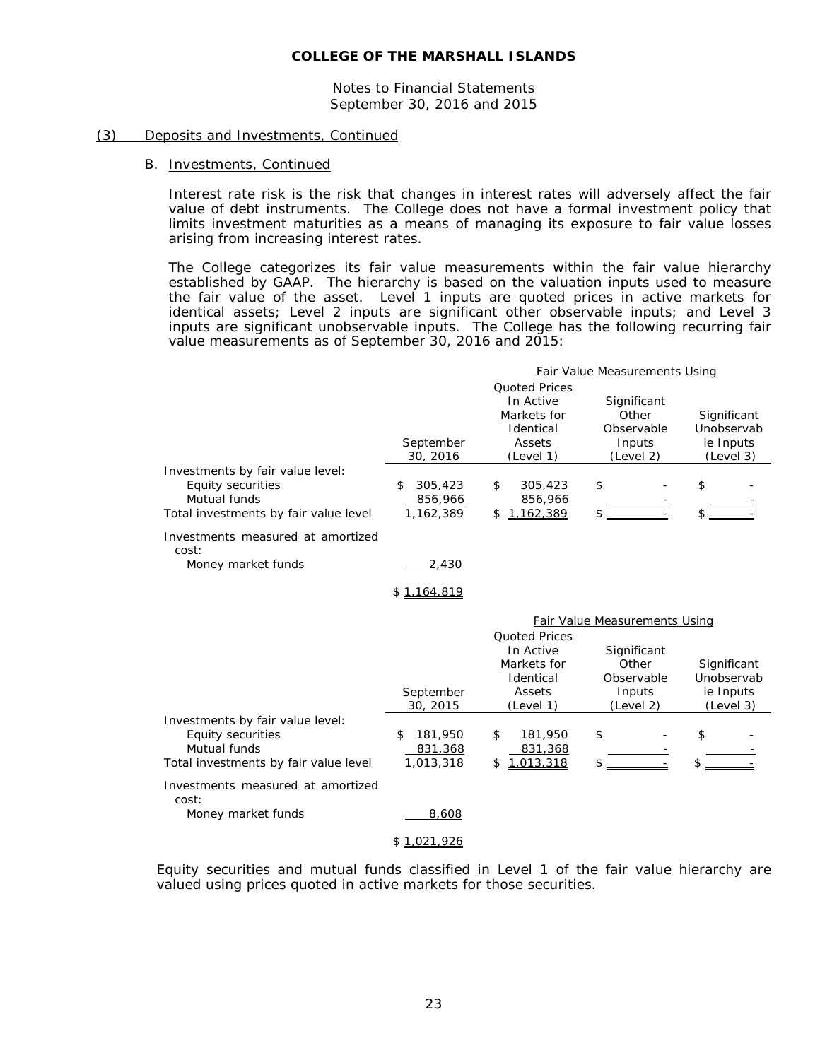**COLLEGE OF THE MARSHALL ISLANDS**

Notes to Financial Statements
September 30, 2016 and 2015

(3) Deposits and Investments, Continued

B. Investments, Continued

Interest rate risk is the risk that changes in interest rates will adversely affect the fair value of debt instruments. The College does not have a formal investment policy that limits investment maturities as a means of managing its exposure to fair value losses arising from increasing interest rates.

The College categorizes its fair value measurements within the fair value hierarchy established by GAAP. The hierarchy is based on the valuation inputs used to measure the fair value of the asset. Level 1 inputs are quoted prices in active markets for identical assets; Level 2 inputs are significant other observable inputs; and Level 3 inputs are significant unobservable inputs. The College has the following recurring fair value measurements as of September 30, 2016 and 2015:

| | | Fair Value Measurements Using | | |
|---|---|---|---|---|
| | September 30, 2016 | Quoted Prices In Active Markets for Identical Assets (Level 1) | Significant Other Observable Inputs (Level 2) | Significant Unobservable Inputs (Level 3) |
| Investments by fair value level: | | | | |
| Equity securities | $ 305,423 | $ 305,423 | $ - | $ - |
| Mutual funds | 856,966 | 856,966 | - | - |
| Total investments by fair value level | 1,162,389 | $ 1,162,389 | $ - | $ - |
| Investments measured at amortized cost: | | | | |
| Money market funds | 2,430 | | | |
| | $ 1,164,819 | | | |

| | | Fair Value Measurements Using | | |
|---|---|---|---|---|
| | September 30, 2015 | Quoted Prices In Active Markets for Identical Assets (Level 1) | Significant Other Observable Inputs (Level 2) | Significant Unobservable Inputs (Level 3) |
| Investments by fair value level: | | | | |
| Equity securities | $ 181,950 | $ 181,950 | $ - | $ - |
| Mutual funds | 831,368 | 831,368 | - | - |
| Total investments by fair value level | 1,013,318 | $ 1,013,318 | $ - | $ - |
| Investments measured at amortized cost: | | | | |
| Money market funds | 8,608 | | | |
| | $ 1,021,926 | | | |

Equity securities and mutual funds classified in Level 1 of the fair value hierarchy are valued using prices quoted in active markets for those securities.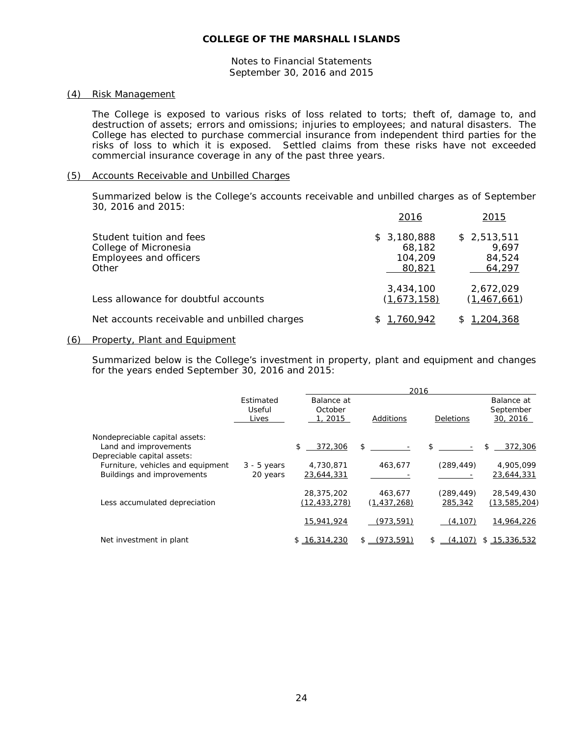**COLLEGE OF THE MARSHALL ISLANDS**

Notes to Financial Statements
September 30, 2016 and 2015

## (4) Risk Management

The College is exposed to various risks of loss related to torts; theft of, damage to, and destruction of assets; errors and omissions; injuries to employees; and natural disasters. The College has elected to purchase commercial insurance from independent third parties for the risks of loss to which it is exposed. Settled claims from these risks have not exceeded commercial insurance coverage in any of the past three years.

## (5) Accounts Receivable and Unbilled Charges

Summarized below is the College's accounts receivable and unbilled charges as of September 30, 2016 and 2015:

| | 2016 | 2015 |
|---|---|---|
| Student tuition and fees | $ 3,180,888 | $ 2,513,511 |
| College of Micronesia | 68,182 | 9,697 |
| Employees and officers | 104,209 | 84,524 |
| Other | 80,821 | 64,297 |
| | 3,434,100 | 2,672,029 |
| Less allowance for doubtful accounts | (1,673,158) | (1,467,661) |
| Net accounts receivable and unbilled charges | $ 1,760,942 | $ 1,204,368 |

## (6) Property, Plant and Equipment

Summarized below is the College's investment in property, plant and equipment and changes for the years ended September 30, 2016 and 2015:

| | | 2016 | | | |
|---|---|---|---|---|---|
| | Estimated Useful Lives | Balance at October 1, 2015 | Additions | Deletions | Balance at September 30, 2016 |
| Nondepreciable capital assets: | | | | | |
| Land and improvements | | $ 372,306 | $ - | $ - | $ 372,306 |
| Depreciable capital assets: | | | | | |
| Furniture, vehicles and equipment | 3 - 5 years | 4,730,871 | 463,677 | (289,449) | 4,905,099 |
| Buildings and improvements | 20 years | 23,644,331 | - | - | 23,644,331 |
| | | 28,375,202 | 463,677 | (289,449) | 28,549,430 |
| Less accumulated depreciation | | (12,433,278) | (1,437,268) | 285,342 | (13,585,204) |
| | | 15,941,924 | (973,591) | (4,107) | 14,964,226 |
| Net investment in plant | | $ 16,314,230 | $ (973,591) | $ (4,107) | $ 15,336,532 |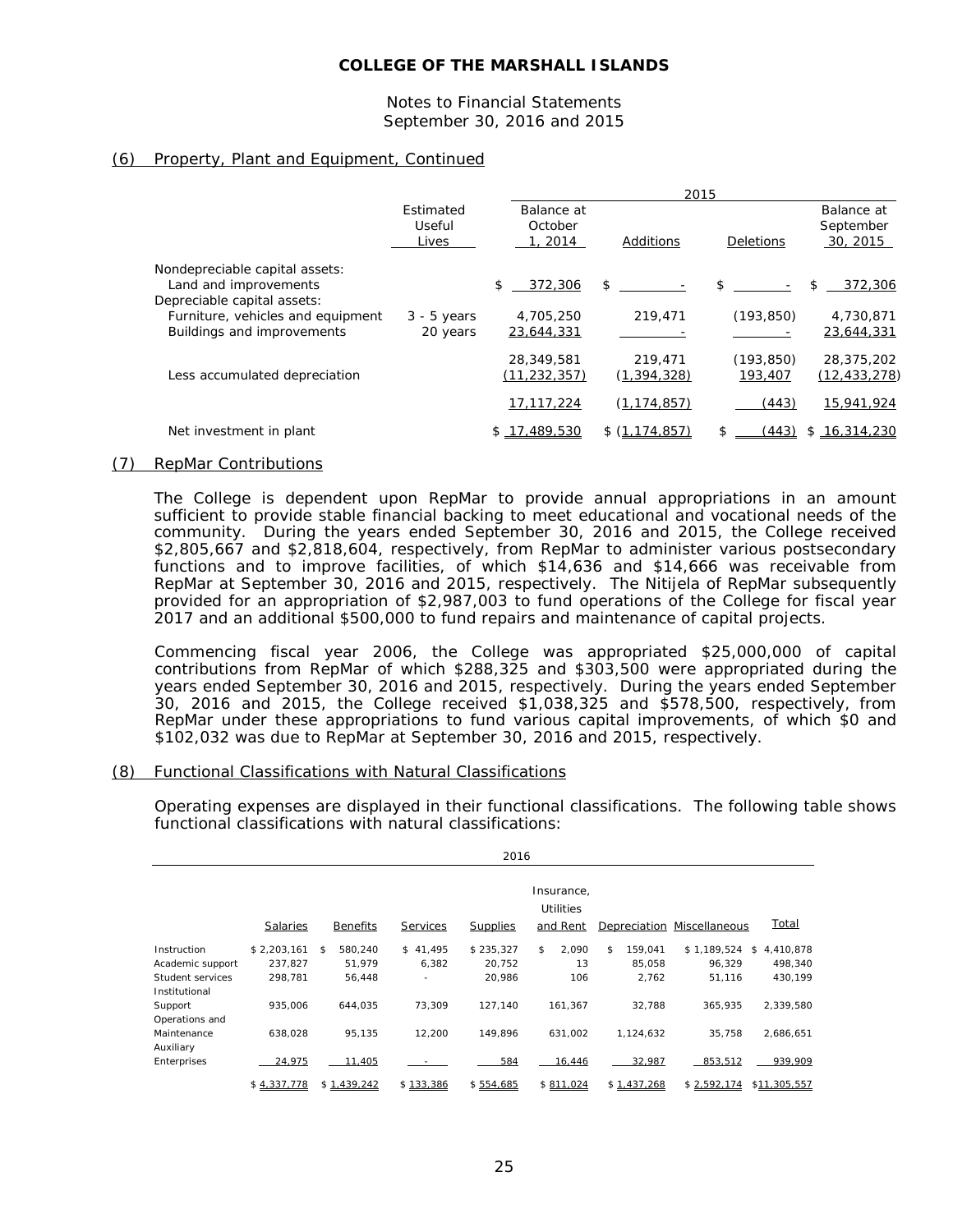**COLLEGE OF THE MARSHALL ISLANDS**

Notes to Financial Statements
September 30, 2016 and 2015

## (6) Property, Plant and Equipment, Continued

| | Estimated Useful Lives | 2015 Balance at October 1, 2014 | Additions | Deletions | Balance at September 30, 2015 |
|---|---|---|---|---|---|
| Nondepreciable capital assets: | | | | | |
| Land and improvements | | $ 372,306 | $ - | $ - | $ 372,306 |
| Depreciable capital assets: | | | | | |
| Furniture, vehicles and equipment | 3 - 5 years | 4,705,250 | 219,471 | (193,850) | 4,730,871 |
| Buildings and improvements | 20 years | 23,644,331 | - | - | 23,644,331 |
| | | 28,349,581 | 219,471 | (193,850) | 28,375,202 |
| Less accumulated depreciation | | (11,232,357) | (1,394,328) | 193,407 | (12,433,278) |
| | | 17,117,224 | (1,174,857) | (443) | 15,941,924 |
| Net investment in plant | | $ 17,489,530 | $ (1,174,857) | $ (443) | $ 16,314,230 |

## (7) RepMar Contributions

The College is dependent upon RepMar to provide annual appropriations in an amount sufficient to provide stable financial backing to meet educational and vocational needs of the community. During the years ended September 30, 2016 and 2015, the College received $2,805,667 and $2,818,604, respectively, from RepMar to administer various postsecondary functions and to improve facilities, of which $14,636 and $14,666 was receivable from RepMar at September 30, 2016 and 2015, respectively. The Nitijela of RepMar subsequently provided for an appropriation of $2,987,003 to fund operations of the College for fiscal year 2017 and an additional $500,000 to fund repairs and maintenance of capital projects.

Commencing fiscal year 2006, the College was appropriated $25,000,000 of capital contributions from RepMar of which $288,325 and $303,500 were appropriated during the years ended September 30, 2016 and 2015, respectively. During the years ended September 30, 2016 and 2015, the College received $1,038,325 and $578,500, respectively, from RepMar under these appropriations to fund various capital improvements, of which $0 and $102,032 was due to RepMar at September 30, 2016 and 2015, respectively.

## (8) Functional Classifications with Natural Classifications

Operating expenses are displayed in their functional classifications. The following table shows functional classifications with natural classifications:

| 2016 | Salaries | Benefits | Services | Supplies | Insurance, Utilities and Rent | Depreciation | Miscellaneous | Total |
|---|---|---|---|---|---|---|---|---|
| Instruction | $ 2,203,161 | $ 580,240 | $ 41,495 | $ 235,327 | $ 2,090 | $ 159,041 | $ 1,189,524 | $ 4,410,878 |
| Academic support | 237,827 | 51,979 | 6,382 | 20,752 | 13 | 85,058 | 96,329 | 498,340 |
| Student services | 298,781 | 56,448 | - | 20,986 | 106 | 2,762 | 51,116 | 430,199 |
| Institutional Support | 935,006 | 644,035 | 73,309 | 127,140 | 161,367 | 32,788 | 365,935 | 2,339,580 |
| Operations and Maintenance | 638,028 | 95,135 | 12,200 | 149,896 | 631,002 | 1,124,632 | 35,758 | 2,686,651 |
| Auxiliary Enterprises | 24,975 | 11,405 | - | 584 | 16,446 | 32,987 | 853,512 | 939,909 |
| | $ 4,337,778 | $ 1,439,242 | $ 133,386 | $ 554,685 | $ 811,024 | $ 1,437,268 | $ 2,592,174 | $ 11,305,557 |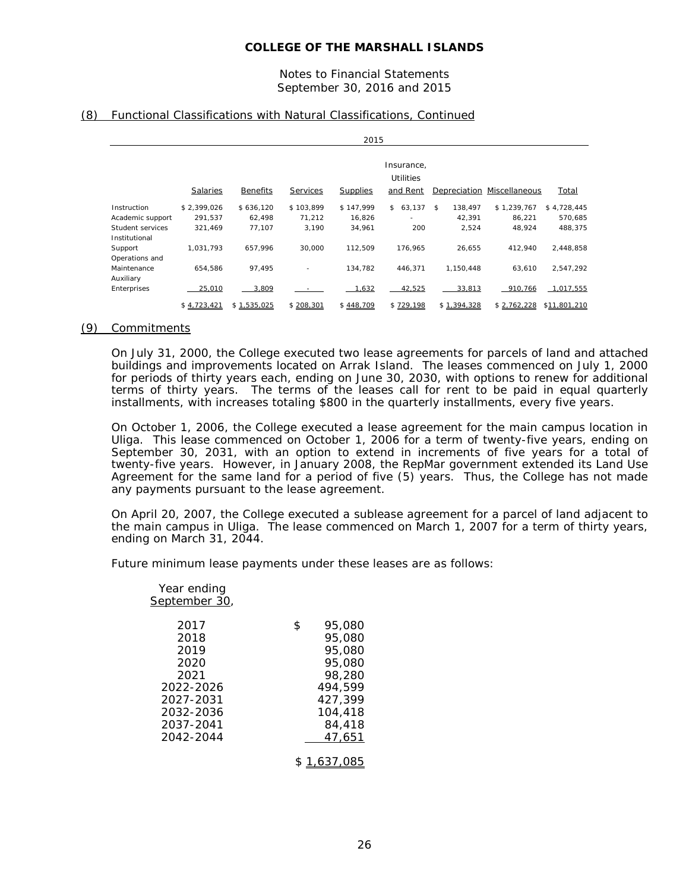## (8) Functional Classifications with Natural Classifications, Continued

| | 2015 | | | | | | | |
|---|---|---|---|---|---|---|---|---|
| | Salaries | Benefits | Services | Supplies | Insurance, Utilities and Rent | Depreciation | Miscellaneous | Total |
| Instruction | $ 2,399,026 | $ 636,120 | $ 103,899 | $ 147,999 | $ 63,137 | $ 138,497 | $ 1,239,767 | $ 4,728,445 |
| Academic support | 291,537 | 62,498 | 71,212 | 16,826 | - | 42,391 | 86,221 | 570,685 |
| Student services | 321,469 | 77,107 | 3,190 | 34,961 | 200 | 2,524 | 48,924 | 488,375 |
| Institutional Support | 1,031,793 | 657,996 | 30,000 | 112,509 | 176,965 | 26,655 | 412,940 | 2,448,858 |
| Operations and Maintenance | 654,586 | 97,495 | - | 134,782 | 446,371 | 1,150,448 | 63,610 | 2,547,292 |
| Auxiliary Enterprises | 25,010 | 3,809 | - | 1,632 | 42,525 | 33,813 | 910,766 | 1,017,555 |
| | $ 4,723,421 | $ 1,535,025 | $ 208,301 | $ 448,709 | $ 729,198 | $ 1,394,328 | $ 2,762,228 | $11,801,210 |

## (9) Commitments

On July 31, 2000, the College executed two lease agreements for parcels of land and attached buildings and improvements located on Arrak Island. The leases commenced on July 1, 2000 for periods of thirty years each, ending on June 30, 2030, with options to renew for additional terms of thirty years. The terms of the leases call for rent to be paid in equal quarterly installments, with increases totaling $800 in the quarterly installments, every five years.

On October 1, 2006, the College executed a lease agreement for the main campus location in Uliga. This lease commenced on October 1, 2006 for a term of twenty-five years, ending on September 30, 2031, with an option to extend in increments of five years for a total of twenty-five years. However, in January 2008, the RepMar government extended its Land Use Agreement for the same land for a period of five (5) years. Thus, the College has not made any payments pursuant to the lease agreement.

On April 20, 2007, the College executed a sublease agreement for a parcel of land adjacent to the main campus in Uliga. The lease commenced on March 1, 2007 for a term of thirty years, ending on March 31, 2044.

Future minimum lease payments under these leases are as follows:

| Year ending September 30, | |
|---|---|
| 2017 | $ 95,080 |
| 2018 | 95,080 |
| 2019 | 95,080 |
| 2020 | 95,080 |
| 2021 | 98,280 |
| 2022-2026 | 494,599 |
| 2027-2031 | 427,399 |
| 2032-2036 | 104,418 |
| 2037-2041 | 84,418 |
| 2042-2044 | 47,651 |
| | $ 1,637,085 |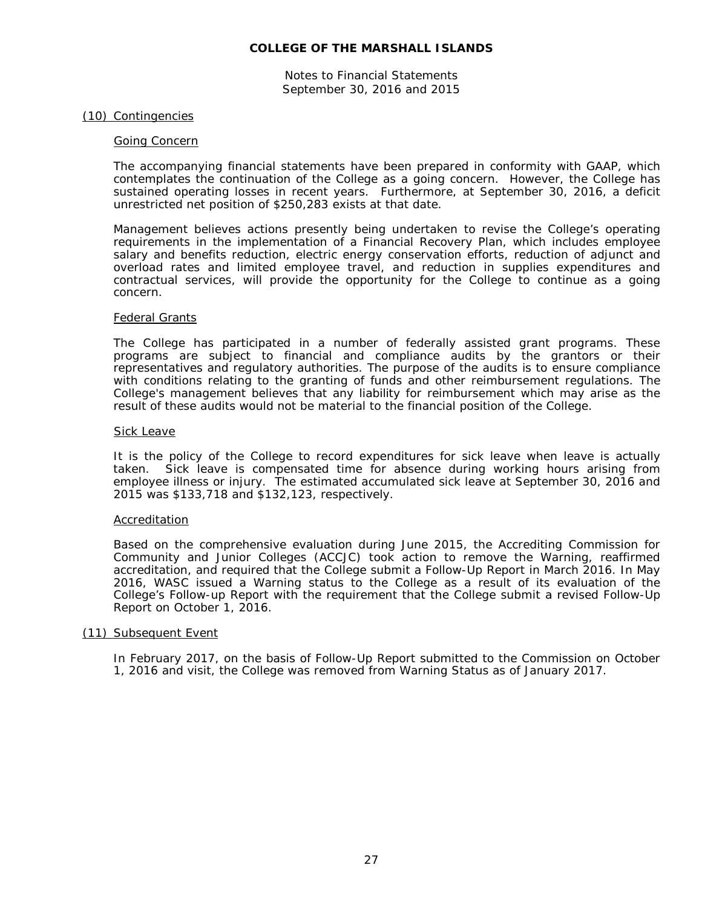## (10) Contingencies

### Going Concern

The accompanying financial statements have been prepared in conformity with GAAP, which contemplates the continuation of the College as a going concern. However, the College has sustained operating losses in recent years. Furthermore, at September 30, 2016, a deficit unrestricted net position of $250,283 exists at that date.

Management believes actions presently being undertaken to revise the College's operating requirements in the implementation of a Financial Recovery Plan, which includes employee salary and benefits reduction, electric energy conservation efforts, reduction of adjunct and overload rates and limited employee travel, and reduction in supplies expenditures and contractual services, will provide the opportunity for the College to continue as a going concern.

### Federal Grants

The College has participated in a number of federally assisted grant programs. These programs are subject to financial and compliance audits by the grantors or their representatives and regulatory authorities. The purpose of the audits is to ensure compliance with conditions relating to the granting of funds and other reimbursement regulations. The College's management believes that any liability for reimbursement which may arise as the result of these audits would not be material to the financial position of the College.

### Sick Leave

It is the policy of the College to record expenditures for sick leave when leave is actually taken. Sick leave is compensated time for absence during working hours arising from employee illness or injury. The estimated accumulated sick leave at September 30, 2016 and 2015 was $133,718 and $132,123, respectively.

### Accreditation

Based on the comprehensive evaluation during June 2015, the Accrediting Commission for Community and Junior Colleges (ACCJC) took action to remove the Warning, reaffirmed accreditation, and required that the College submit a Follow-Up Report in March 2016. In May 2016, WASC issued a Warning status to the College as a result of its evaluation of the College's Follow-up Report with the requirement that the College submit a revised Follow-Up Report on October 1, 2016.

## (11) Subsequent Event

In February 2017, on the basis of Follow-Up Report submitted to the Commission on October 1, 2016 and visit, the College was removed from Warning Status as of January 2017.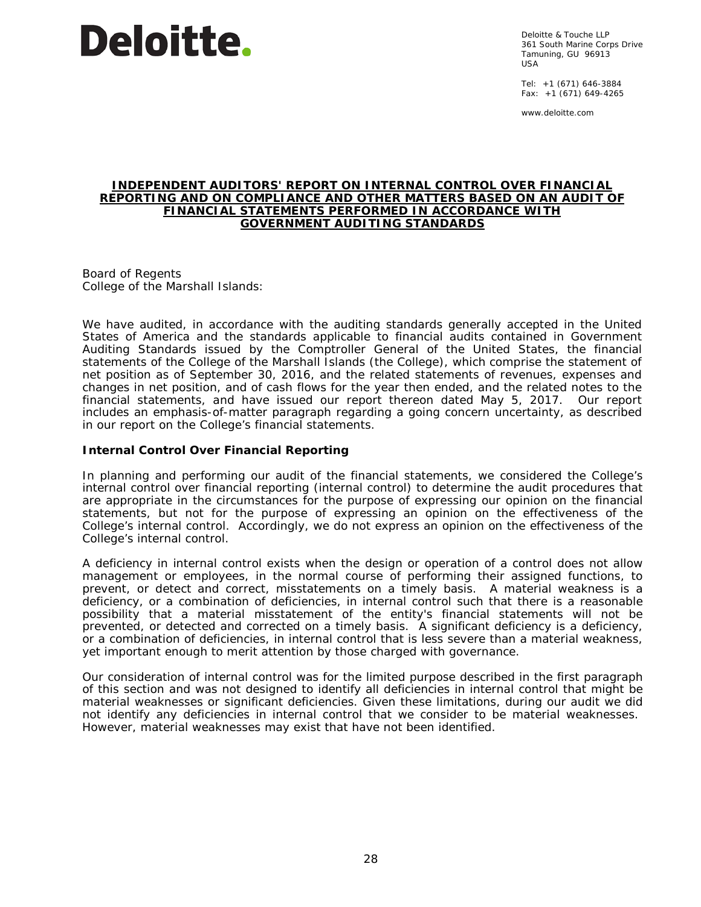Deloitte.

Deloitte & Touche LLP
361 South Marine Corps Drive
Tamuning, GU 96913
USA

Tel: +1 (671) 646-3884
Fax: +1 (671) 649-4265

www.deloitte.com

## INDEPENDENT AUDITORS' REPORT ON INTERNAL CONTROL OVER FINANCIAL REPORTING AND ON COMPLIANCE AND OTHER MATTERS BASED ON AN AUDIT OF FINANCIAL STATEMENTS PERFORMED IN ACCORDANCE WITH GOVERNMENT AUDITING STANDARDS

Board of Regents
College of the Marshall Islands:

We have audited, in accordance with the auditing standards generally accepted in the United States of America and the standards applicable to financial audits contained in Government Auditing Standards issued by the Comptroller General of the United States, the financial statements of the College of the Marshall Islands (the College), which comprise the statement of net position as of September 30, 2016, and the related statements of revenues, expenses and changes in net position, and of cash flows for the year then ended, and the related notes to the financial statements, and have issued our report thereon dated May 5, 2017. Our report includes an emphasis-of-matter paragraph regarding a going concern uncertainty, as described in our report on the College's financial statements.

**Internal Control Over Financial Reporting**

In planning and performing our audit of the financial statements, we considered the College's internal control over financial reporting (internal control) to determine the audit procedures that are appropriate in the circumstances for the purpose of expressing our opinion on the financial statements, but not for the purpose of expressing an opinion on the effectiveness of the College's internal control. Accordingly, we do not express an opinion on the effectiveness of the College's internal control.

A deficiency in internal control exists when the design or operation of a control does not allow management or employees, in the normal course of performing their assigned functions, to prevent, or detect and correct, misstatements on a timely basis. A material weakness is a deficiency, or a combination of deficiencies, in internal control such that there is a reasonable possibility that a material misstatement of the entity's financial statements will not be prevented, or detected and corrected on a timely basis. A significant deficiency is a deficiency, or a combination of deficiencies, in internal control that is less severe than a material weakness, yet important enough to merit attention by those charged with governance.

Our consideration of internal control was for the limited purpose described in the first paragraph of this section and was not designed to identify all deficiencies in internal control that might be material weaknesses or significant deficiencies. Given these limitations, during our audit we did not identify any deficiencies in internal control that we consider to be material weaknesses. However, material weaknesses may exist that have not been identified.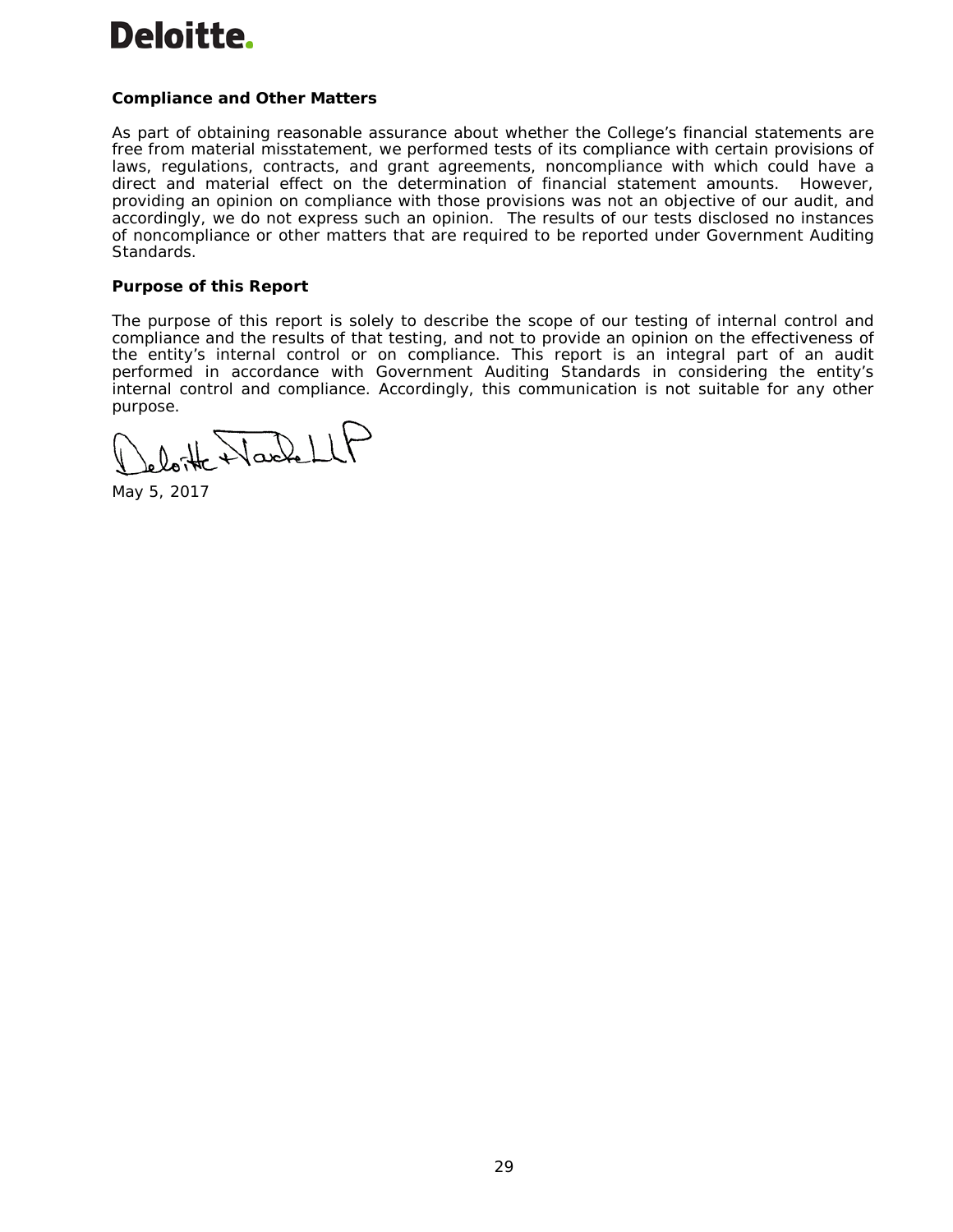Deloitte.

**Compliance and Other Matters**

As part of obtaining reasonable assurance about whether the College's financial statements are free from material misstatement, we performed tests of its compliance with certain provisions of laws, regulations, contracts, and grant agreements, noncompliance with which could have a direct and material effect on the determination of financial statement amounts. However, providing an opinion on compliance with those provisions was not an objective of our audit, and accordingly, we do not express such an opinion. The results of our tests disclosed no instances of noncompliance or other matters that are required to be reported under Government Auditing Standards.

**Purpose of this Report**

The purpose of this report is solely to describe the scope of our testing of internal control and compliance and the results of that testing, and not to provide an opinion on the effectiveness of the entity's internal control or on compliance. This report is an integral part of an audit performed in accordance with Government Auditing Standards in considering the entity's internal control and compliance. Accordingly, this communication is not suitable for any other purpose.

Deloitte & Touche LLP

May 5, 2017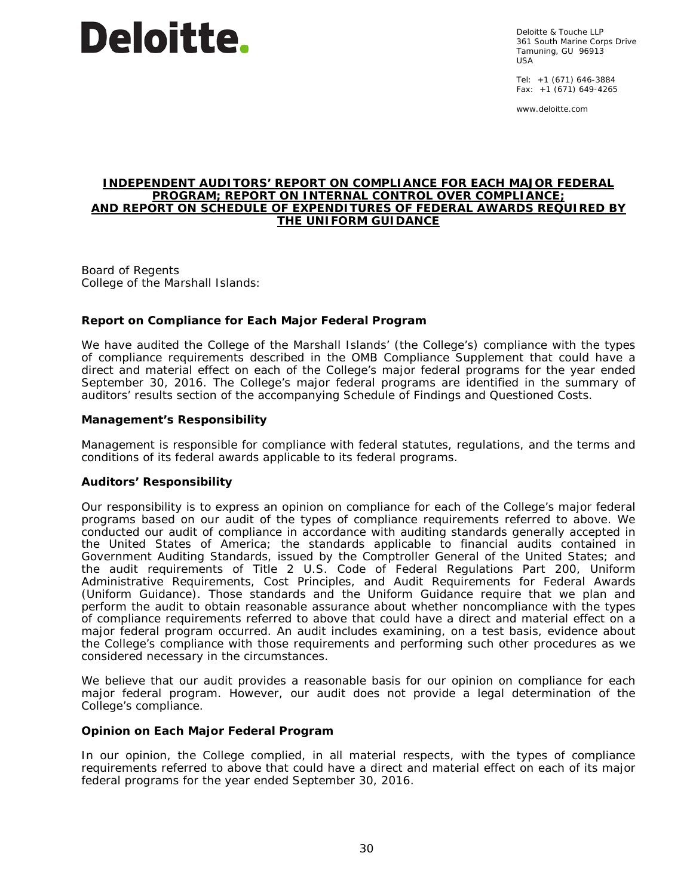Deloitte.

Deloitte & Touche LLP
361 South Marine Corps Drive
Tamuning, GU 96913
USA

Tel: +1 (671) 646-3884
Fax: +1 (671) 649-4265

www.deloitte.com

# INDEPENDENT AUDITORS' REPORT ON COMPLIANCE FOR EACH MAJOR FEDERAL PROGRAM; REPORT ON INTERNAL CONTROL OVER COMPLIANCE; AND REPORT ON SCHEDULE OF EXPENDITURES OF FEDERAL AWARDS REQUIRED BY THE UNIFORM GUIDANCE

Board of Regents
College of the Marshall Islands:

## Report on Compliance for Each Major Federal Program

We have audited the College of the Marshall Islands' (the College's) compliance with the types of compliance requirements described in the OMB Compliance Supplement that could have a direct and material effect on each of the College's major federal programs for the year ended September 30, 2016. The College's major federal programs are identified in the summary of auditors' results section of the accompanying Schedule of Findings and Questioned Costs.

### Management's Responsibility

Management is responsible for compliance with federal statutes, regulations, and the terms and conditions of its federal awards applicable to its federal programs.

### Auditors' Responsibility

Our responsibility is to express an opinion on compliance for each of the College's major federal programs based on our audit of the types of compliance requirements referred to above. We conducted our audit of compliance in accordance with auditing standards generally accepted in the United States of America; the standards applicable to financial audits contained in Government Auditing Standards, issued by the Comptroller General of the United States; and the audit requirements of Title 2 U.S. Code of Federal Regulations Part 200, Uniform Administrative Requirements, Cost Principles, and Audit Requirements for Federal Awards (Uniform Guidance). Those standards and the Uniform Guidance require that we plan and perform the audit to obtain reasonable assurance about whether noncompliance with the types of compliance requirements referred to above that could have a direct and material effect on a major federal program occurred. An audit includes examining, on a test basis, evidence about the College's compliance with those requirements and performing such other procedures as we considered necessary in the circumstances.

We believe that our audit provides a reasonable basis for our opinion on compliance for each major federal program. However, our audit does not provide a legal determination of the College's compliance.

### Opinion on Each Major Federal Program

In our opinion, the College complied, in all material respects, with the types of compliance requirements referred to above that could have a direct and material effect on each of its major federal programs for the year ended September 30, 2016.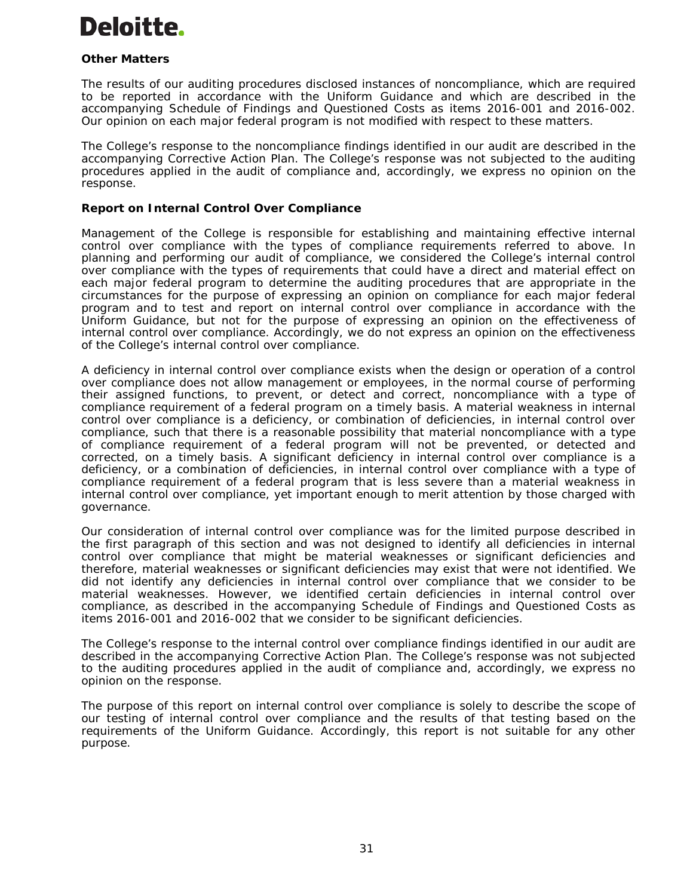**Other Matters**

The results of our auditing procedures disclosed instances of noncompliance, which are required to be reported in accordance with the Uniform Guidance and which are described in the accompanying Schedule of Findings and Questioned Costs as items 2016-001 and 2016-002. Our opinion on each major federal program is not modified with respect to these matters.

The College's response to the noncompliance findings identified in our audit are described in the accompanying Corrective Action Plan. The College's response was not subjected to the auditing procedures applied in the audit of compliance and, accordingly, we express no opinion on the response.

**Report on Internal Control Over Compliance**

Management of the College is responsible for establishing and maintaining effective internal control over compliance with the types of compliance requirements referred to above. In planning and performing our audit of compliance, we considered the College's internal control over compliance with the types of requirements that could have a direct and material effect on each major federal program to determine the auditing procedures that are appropriate in the circumstances for the purpose of expressing an opinion on compliance for each major federal program and to test and report on internal control over compliance in accordance with the Uniform Guidance, but not for the purpose of expressing an opinion on the effectiveness of internal control over compliance. Accordingly, we do not express an opinion on the effectiveness of the College's internal control over compliance.

A deficiency in internal control over compliance exists when the design or operation of a control over compliance does not allow management or employees, in the normal course of performing their assigned functions, to prevent, or detect and correct, noncompliance with a type of compliance requirement of a federal program on a timely basis. A material weakness in internal control over compliance is a deficiency, or combination of deficiencies, in internal control over compliance, such that there is a reasonable possibility that material noncompliance with a type of compliance requirement of a federal program will not be prevented, or detected and corrected, on a timely basis. A significant deficiency in internal control over compliance is a deficiency, or a combination of deficiencies, in internal control over compliance with a type of compliance requirement of a federal program that is less severe than a material weakness in internal control over compliance, yet important enough to merit attention by those charged with governance.

Our consideration of internal control over compliance was for the limited purpose described in the first paragraph of this section and was not designed to identify all deficiencies in internal control over compliance that might be material weaknesses or significant deficiencies and therefore, material weaknesses or significant deficiencies may exist that were not identified. We did not identify any deficiencies in internal control over compliance that we consider to be material weaknesses. However, we identified certain deficiencies in internal control over compliance, as described in the accompanying Schedule of Findings and Questioned Costs as items 2016-001 and 2016-002 that we consider to be significant deficiencies.

The College's response to the internal control over compliance findings identified in our audit are described in the accompanying Corrective Action Plan. The College's response was not subjected to the auditing procedures applied in the audit of compliance and, accordingly, we express no opinion on the response.

The purpose of this report on internal control over compliance is solely to describe the scope of our testing of internal control over compliance and the results of that testing based on the requirements of the Uniform Guidance. Accordingly, this report is not suitable for any other purpose.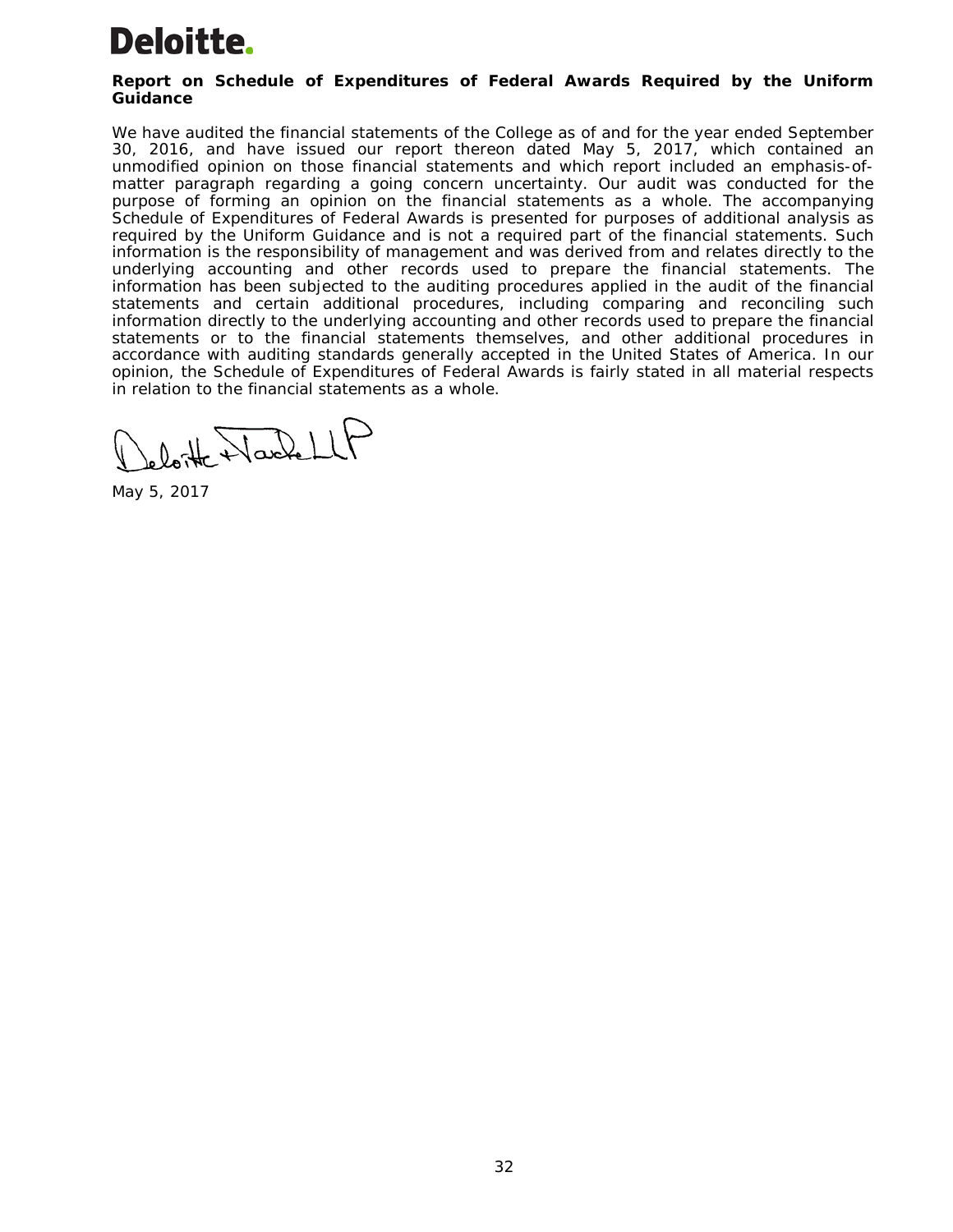**Deloitte.**

**Report on Schedule of Expenditures of Federal Awards Required by the Uniform Guidance**

We have audited the financial statements of the College as of and for the year ended September 30, 2016, and have issued our report thereon dated May 5, 2017, which contained an unmodified opinion on those financial statements and which report included an emphasis-of-matter paragraph regarding a going concern uncertainty. Our audit was conducted for the purpose of forming an opinion on the financial statements as a whole. The accompanying Schedule of Expenditures of Federal Awards is presented for purposes of additional analysis as required by the Uniform Guidance and is not a required part of the financial statements. Such information is the responsibility of management and was derived from and relates directly to the underlying accounting and other records used to prepare the financial statements. The information has been subjected to the auditing procedures applied in the audit of the financial statements and certain additional procedures, including comparing and reconciling such information directly to the underlying accounting and other records used to prepare the financial statements or to the financial statements themselves, and other additional procedures in accordance with auditing standards generally accepted in the United States of America. In our opinion, the Schedule of Expenditures of Federal Awards is fairly stated in all material respects in relation to the financial statements as a whole.

Deloitte & Touche LLP

May 5, 2017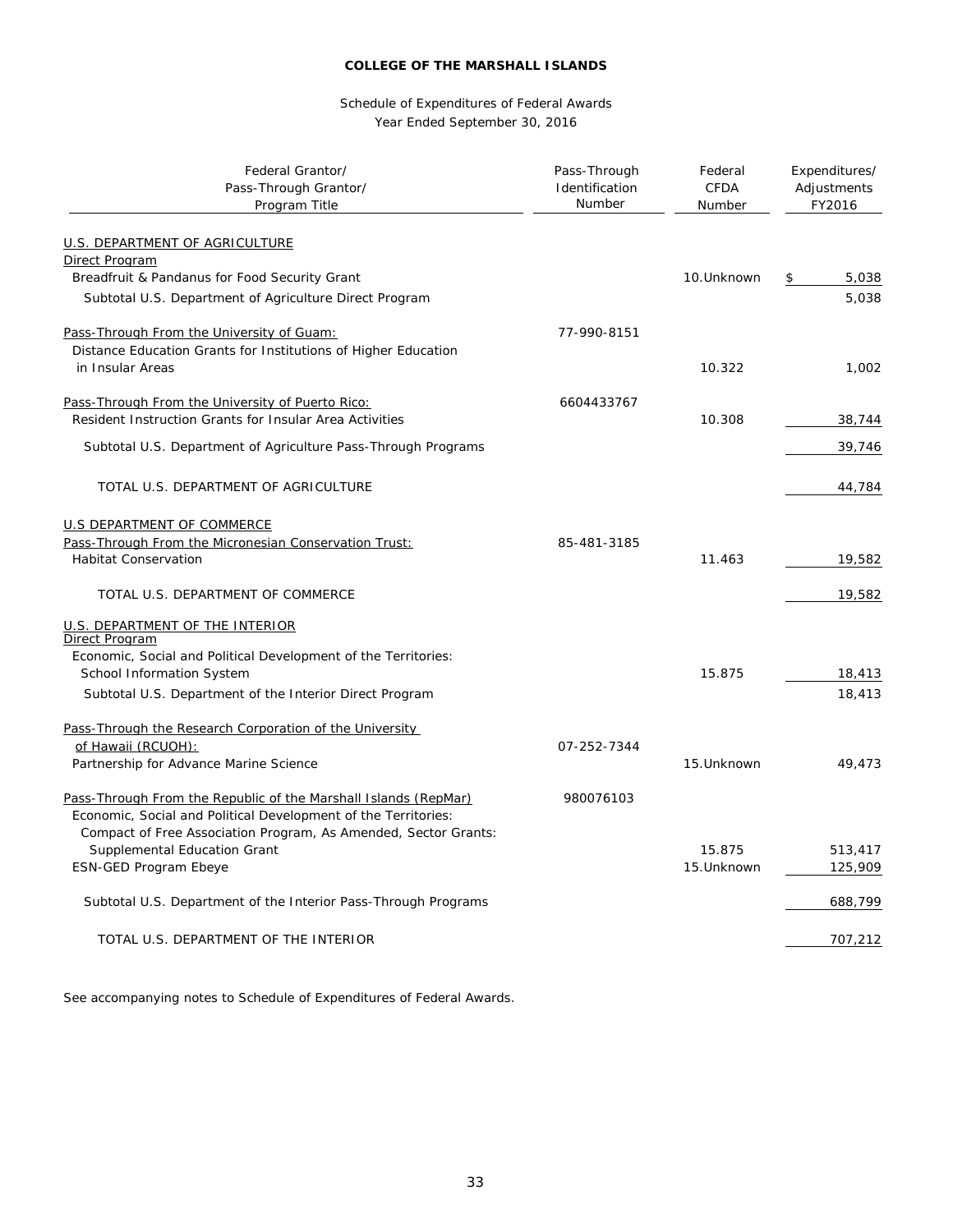**COLLEGE OF THE MARSHALL ISLANDS**

Schedule of Expenditures of Federal Awards
Year Ended September 30, 2016

| Federal Grantor/ Pass-Through Grantor/ Program Title | Pass-Through Identification Number | Federal CFDA Number | Expenditures/ Adjustments FY2016 |
|---|---|---|---|
| U.S. DEPARTMENT OF AGRICULTURE | | | |
| Direct Program | | | |
| Breadfruit & Pandanus for Food Security Grant | | 10.Unknown | $ 5,038 |
| Subtotal U.S. Department of Agriculture Direct Program | | | 5,038 |
| Pass-Through From the University of Guam: | 77-990-8151 | | |
| Distance Education Grants for Institutions of Higher Education in Insular Areas | | 10.322 | 1,002 |
| Pass-Through From the University of Puerto Rico: | 6604433767 | | |
| Resident Instruction Grants for Insular Area Activities | | 10.308 | 38,744 |
| Subtotal U.S. Department of Agriculture Pass-Through Programs | | | 39,746 |
| TOTAL U.S. DEPARTMENT OF AGRICULTURE | | | 44,784 |
| U.S DEPARTMENT OF COMMERCE | | | |
| Pass-Through From the Micronesian Conservation Trust: | 85-481-3185 | | |
| Habitat Conservation | | 11.463 | 19,582 |
| TOTAL U.S. DEPARTMENT OF COMMERCE | | | 19,582 |
| U.S. DEPARTMENT OF THE INTERIOR | | | |
| Direct Program | | | |
| Economic, Social and Political Development of the Territories: | | | |
| School Information System | | 15.875 | 18,413 |
| Subtotal U.S. Department of the Interior Direct Program | | | 18,413 |
| Pass-Through the Research Corporation of the University of Hawaii (RCUOH): | 07-252-7344 | | |
| Partnership for Advance Marine Science | | 15.Unknown | 49,473 |
| Pass-Through From the Republic of the Marshall Islands (RepMar) | 980076103 | | |
| Economic, Social and Political Development of the Territories: | | | |
| Compact of Free Association Program, As Amended, Sector Grants: | | | |
| Supplemental Education Grant | | 15.875 | 513,417 |
| ESN-GED Program Ebeye | | 15.Unknown | 125,909 |
| Subtotal U.S. Department of the Interior Pass-Through Programs | | | 688,799 |
| TOTAL U.S. DEPARTMENT OF THE INTERIOR | | | 707,212 |

See accompanying notes to Schedule of Expenditures of Federal Awards.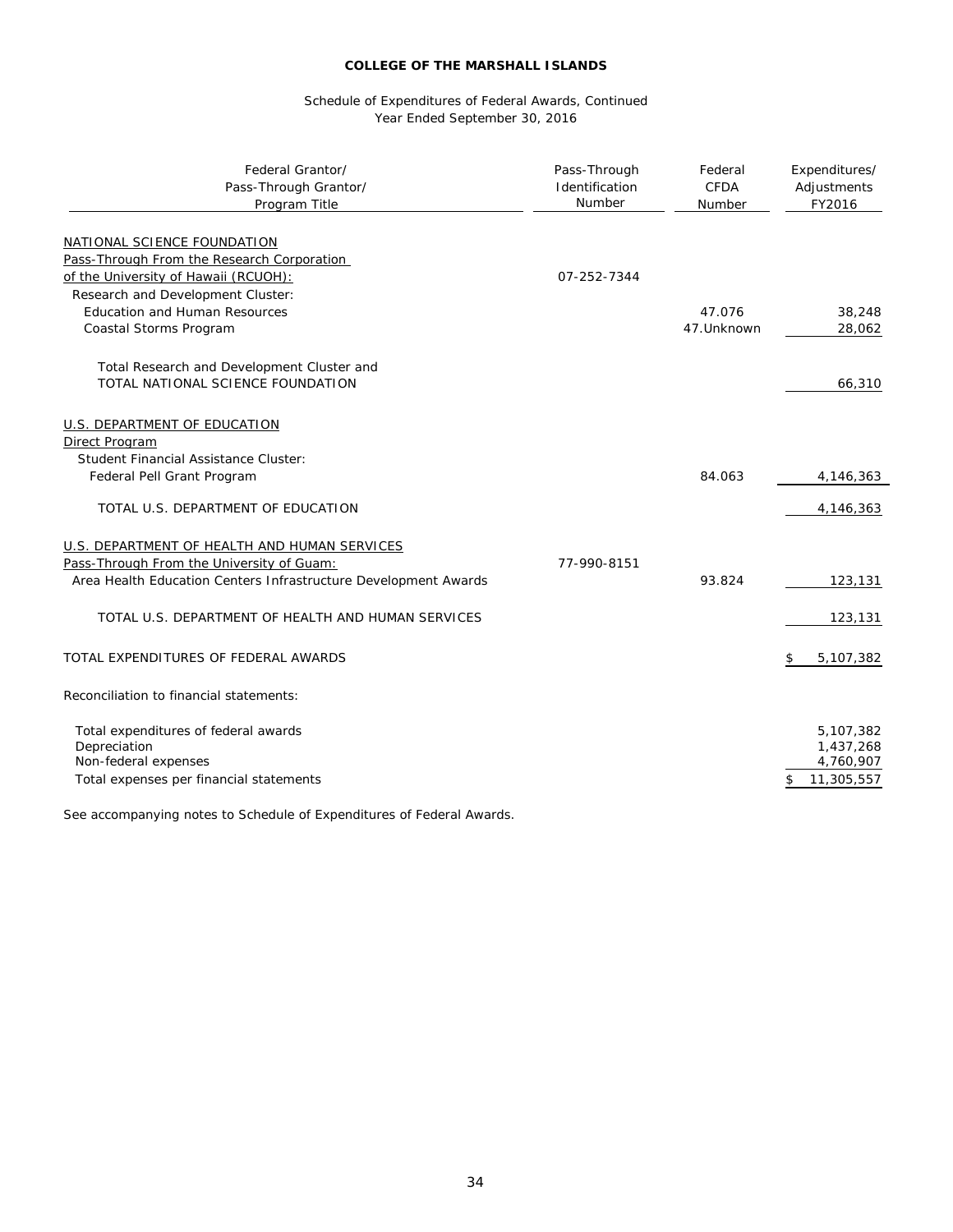**COLLEGE OF THE MARSHALL ISLANDS**

Schedule of Expenditures of Federal Awards, Continued
Year Ended September 30, 2016

| Federal Grantor/ Pass-Through Grantor/ Program Title | Pass-Through Identification Number | Federal CFDA Number | Expenditures/ Adjustments FY2016 |
|---|---|---|---|
| NATIONAL SCIENCE FOUNDATION | | | |
| Pass-Through From the Research Corporation of the University of Hawaii (RCUOH): | 07-252-7344 | | |
| Research and Development Cluster: | | | |
| Education and Human Resources | | 47.076 | 38,248 |
| Coastal Storms Program | | 47.Unknown | 28,062 |
| Total Research and Development Cluster and TOTAL NATIONAL SCIENCE FOUNDATION | | | 66,310 |
| U.S. DEPARTMENT OF EDUCATION | | | |
| Direct Program | | | |
| Student Financial Assistance Cluster: | | | |
| Federal Pell Grant Program | | 84.063 | 4,146,363 |
| TOTAL U.S. DEPARTMENT OF EDUCATION | | | 4,146,363 |
| U.S. DEPARTMENT OF HEALTH AND HUMAN SERVICES | | | |
| Pass-Through From the University of Guam: | 77-990-8151 | | |
| Area Health Education Centers Infrastructure Development Awards | | 93.824 | 123,131 |
| TOTAL U.S. DEPARTMENT OF HEALTH AND HUMAN SERVICES | | | 123,131 |
| TOTAL EXPENDITURES OF FEDERAL AWARDS | | | $ 5,107,382 |
| Reconciliation to financial statements: | | | |
| Total expenditures of federal awards | | | 5,107,382 |
| Depreciation | | | 1,437,268 |
| Non-federal expenses | | | 4,760,907 |
| Total expenses per financial statements | | | $ 11,305,557 |

See accompanying notes to Schedule of Expenditures of Federal Awards.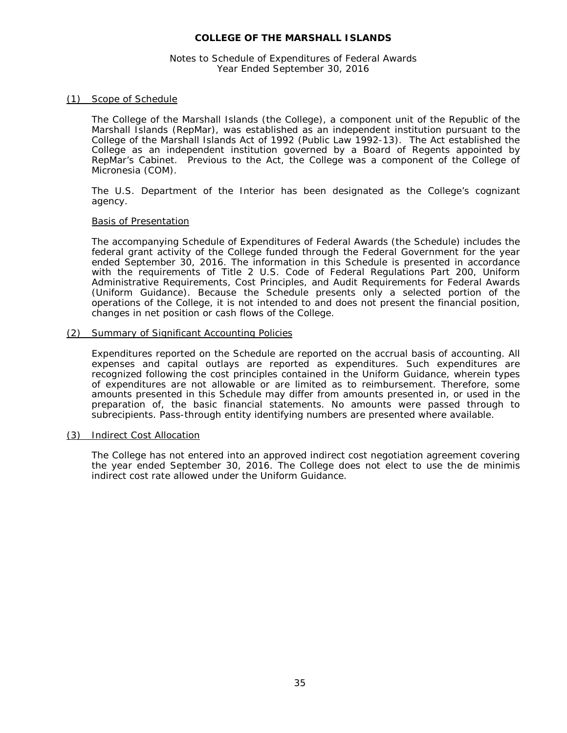# COLLEGE OF THE MARSHALL ISLANDS

Notes to Schedule of Expenditures of Federal Awards
Year Ended September 30, 2016

## (1) Scope of Schedule

The College of the Marshall Islands (the College), a component unit of the Republic of the Marshall Islands (RepMar), was established as an independent institution pursuant to the College of the Marshall Islands Act of 1992 (Public Law 1992-13). The Act established the College as an independent institution governed by a Board of Regents appointed by RepMar's Cabinet. Previous to the Act, the College was a component of the College of Micronesia (COM).

The U.S. Department of the Interior has been designated as the College's cognizant agency.

### Basis of Presentation

The accompanying Schedule of Expenditures of Federal Awards (the Schedule) includes the federal grant activity of the College funded through the Federal Government for the year ended September 30, 2016. The information in this Schedule is presented in accordance with the requirements of Title 2 U.S. Code of Federal Regulations Part 200, Uniform Administrative Requirements, Cost Principles, and Audit Requirements for Federal Awards (Uniform Guidance). Because the Schedule presents only a selected portion of the operations of the College, it is not intended to and does not present the financial position, changes in net position or cash flows of the College.

## (2) Summary of Significant Accounting Policies

Expenditures reported on the Schedule are reported on the accrual basis of accounting. All expenses and capital outlays are reported as expenditures. Such expenditures are recognized following the cost principles contained in the Uniform Guidance, wherein types of expenditures are not allowable or are limited as to reimbursement. Therefore, some amounts presented in this Schedule may differ from amounts presented in, or used in the preparation of, the basic financial statements. No amounts were passed through to subrecipients. Pass-through entity identifying numbers are presented where available.

## (3) Indirect Cost Allocation

The College has not entered into an approved indirect cost negotiation agreement covering the year ended September 30, 2016. The College does not elect to use the de minimis indirect cost rate allowed under the Uniform Guidance.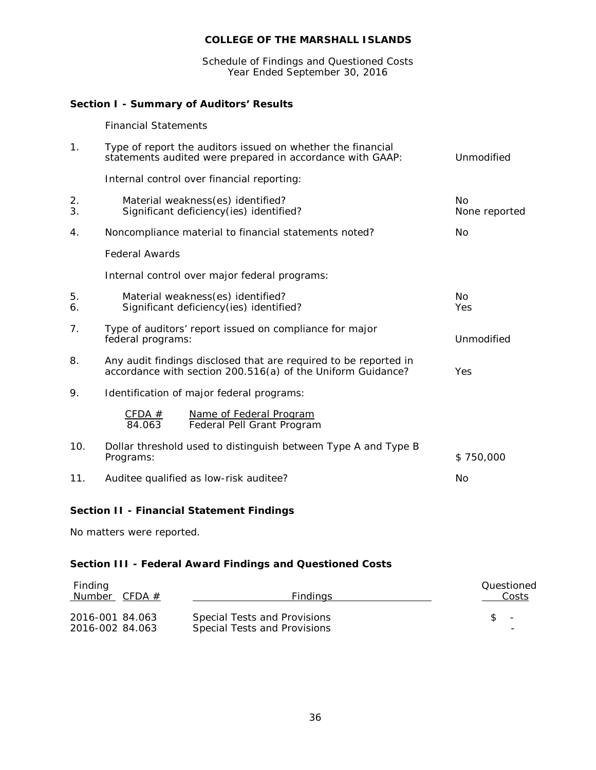**COLLEGE OF THE MARSHALL ISLANDS**

Schedule of Findings and Questioned Costs
Year Ended September 30, 2016

## Section I - Summary of Auditors' Results

Financial Statements

| | | |
|---|---|---|
| 1. | Type of report the auditors issued on whether the financial statements audited were prepared in accordance with GAAP: | Unmodified |
| | Internal control over financial reporting: | |
| 2. | Material weakness(es) identified? | No |
| 3. | Significant deficiency(ies) identified? | None reported |
| 4. | Noncompliance material to financial statements noted? | No |
| | Federal Awards | |
| | Internal control over major federal programs: | |
| 5. | Material weakness(es) identified? | No |
| 6. | Significant deficiency(ies) identified? | Yes |
| 7. | Type of auditors' report issued on compliance for major federal programs: | Unmodified |
| 8. | Any audit findings disclosed that are required to be reported in accordance with section 200.516(a) of the Uniform Guidance? | Yes |
| 9. | Identification of major federal programs: | |
| 10. | Dollar threshold used to distinguish between Type A and Type B Programs: | $ 750,000 |
| 11. | Auditee qualified as low-risk auditee? | No |

Major federal programs (item 9):

| CFDA # | Name of Federal Program |
|---|---|
| 84.063 | Federal Pell Grant Program |

## Section II - Financial Statement Findings

No matters were reported.

## Section III - Federal Award Findings and Questioned Costs

| Finding Number | CFDA # | Findings | Questioned Costs |
|---|---|---|---|
| 2016-001 | 84.063 | Special Tests and Provisions | $ - |
| 2016-002 | 84.063 | Special Tests and Provisions | - |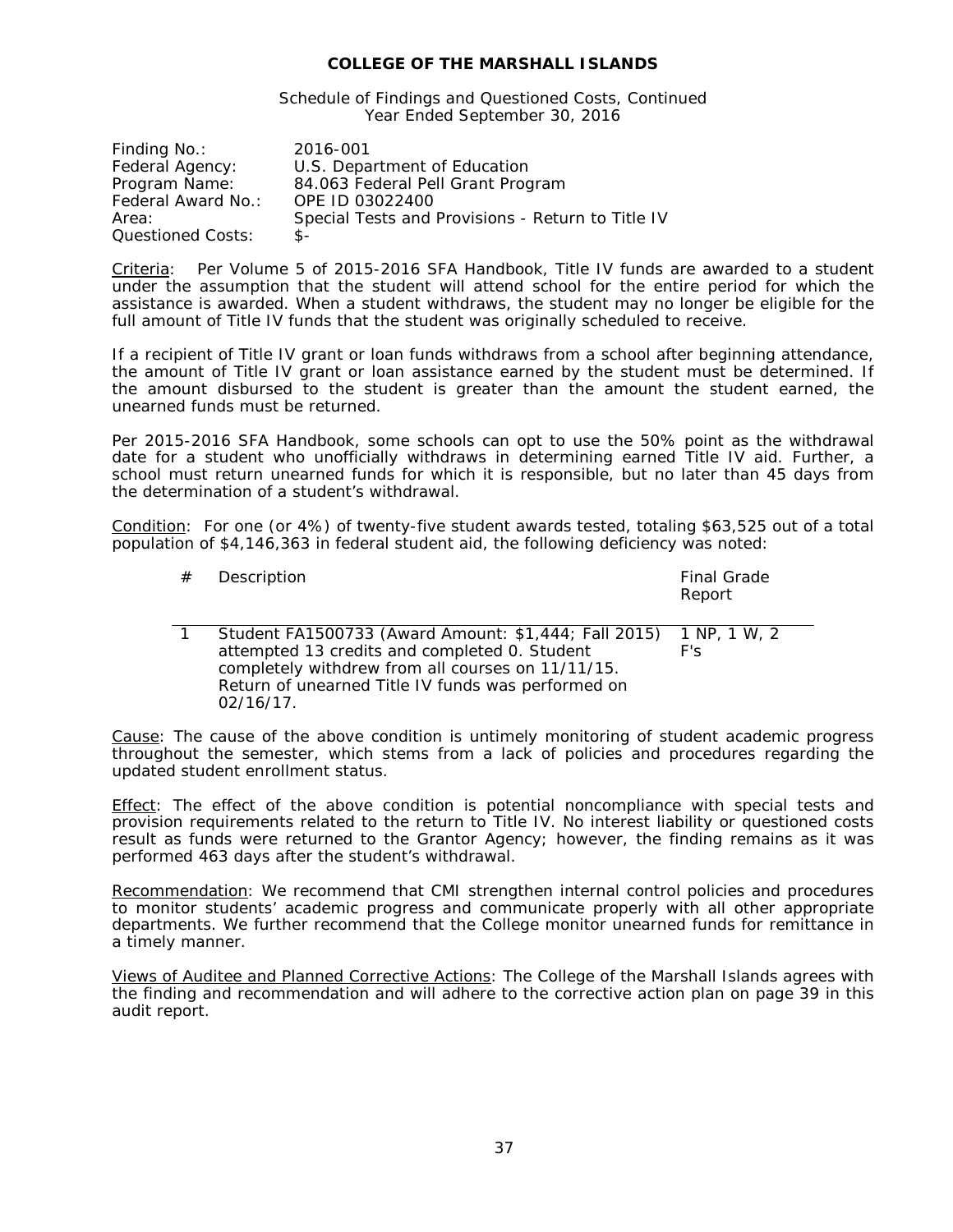# COLLEGE OF THE MARSHALL ISLANDS

Schedule of Findings and Questioned Costs, Continued
Year Ended September 30, 2016

| | |
|---|---|
| Finding No.: | 2016-001 |
| Federal Agency: | U.S. Department of Education |
| Program Name: | 84.063 Federal Pell Grant Program |
| Federal Award No.: | OPE ID 03022400 |
| Area: | Special Tests and Provisions - Return to Title IV |
| Questioned Costs: | $- |

Criteria: Per Volume 5 of 2015-2016 SFA Handbook, Title IV funds are awarded to a student under the assumption that the student will attend school for the entire period for which the assistance is awarded. When a student withdraws, the student may no longer be eligible for the full amount of Title IV funds that the student was originally scheduled to receive.

If a recipient of Title IV grant or loan funds withdraws from a school after beginning attendance, the amount of Title IV grant or loan assistance earned by the student must be determined. If the amount disbursed to the student is greater than the amount the student earned, the unearned funds must be returned.

Per 2015-2016 SFA Handbook, some schools can opt to use the 50% point as the withdrawal date for a student who unofficially withdraws in determining earned Title IV aid. Further, a school must return unearned funds for which it is responsible, but no later than 45 days from the determination of a student's withdrawal.

Condition: For one (or 4%) of twenty-five student awards tested, totaling $63,525 out of a total population of $4,146,363 in federal student aid, the following deficiency was noted:

| # | Description | Final Grade Report |
|---|---|---|
| 1 | Student FA1500733 (Award Amount: $1,444; Fall 2015) attempted 13 credits and completed 0. Student completely withdrew from all courses on 11/11/15. Return of unearned Title IV funds was performed on 02/16/17. | 1 NP, 1 W, 2 F's |

Cause: The cause of the above condition is untimely monitoring of student academic progress throughout the semester, which stems from a lack of policies and procedures regarding the updated student enrollment status.

Effect: The effect of the above condition is potential noncompliance with special tests and provision requirements related to the return to Title IV. No interest liability or questioned costs result as funds were returned to the Grantor Agency; however, the finding remains as it was performed 463 days after the student's withdrawal.

Recommendation: We recommend that CMI strengthen internal control policies and procedures to monitor students' academic progress and communicate properly with all other appropriate departments. We further recommend that the College monitor unearned funds for remittance in a timely manner.

Views of Auditee and Planned Corrective Actions: The College of the Marshall Islands agrees with the finding and recommendation and will adhere to the corrective action plan on page 39 in this audit report.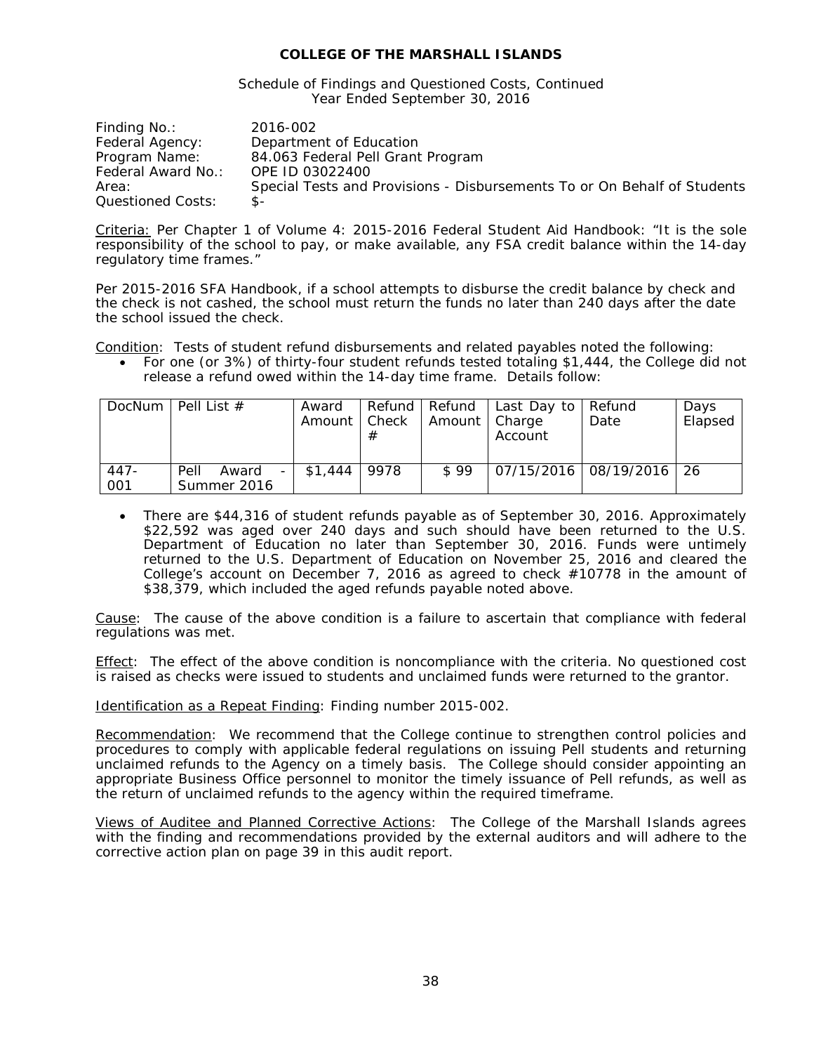**COLLEGE OF THE MARSHALL ISLANDS**

Schedule of Findings and Questioned Costs, Continued
Year Ended September 30, 2016

Finding No.: 2016-002
Federal Agency: Department of Education
Program Name: 84.063 Federal Pell Grant Program
Federal Award No.: OPE ID 03022400
Area: Special Tests and Provisions - Disbursements To or On Behalf of Students
Questioned Costs: $-

Criteria: Per Chapter 1 of Volume 4: 2015-2016 Federal Student Aid Handbook: "It is the sole responsibility of the school to pay, or make available, any FSA credit balance within the 14-day regulatory time frames."

Per 2015-2016 SFA Handbook, if a school attempts to disburse the credit balance by check and the check is not cashed, the school must return the funds no later than 240 days after the date the school issued the check.

Condition: Tests of student refund disbursements and related payables noted the following:

- For one (or 3%) of thirty-four student refunds tested totaling $1,444, the College did not release a refund owed within the 14-day time frame. Details follow:

| DocNum | Pell List # | Award Amount | Refund Check # | Refund Amount | Last Day to Charge Account | Refund Date | Days Elapsed |
|---|---|---|---|---|---|---|---|
| 447-001 | Pell Award - Summer 2016 | $1,444 | 9978 | $ 99 | 07/15/2016 | 08/19/2016 | 26 |

- There are $44,316 of student refunds payable as of September 30, 2016. Approximately $22,592 was aged over 240 days and such should have been returned to the U.S. Department of Education no later than September 30, 2016. Funds were untimely returned to the U.S. Department of Education on November 25, 2016 and cleared the College's account on December 7, 2016 as agreed to check #10778 in the amount of $38,379, which included the aged refunds payable noted above.

Cause: The cause of the above condition is a failure to ascertain that compliance with federal regulations was met.

Effect: The effect of the above condition is noncompliance with the criteria. No questioned cost is raised as checks were issued to students and unclaimed funds were returned to the grantor.

Identification as a Repeat Finding: Finding number 2015-002.

Recommendation: We recommend that the College continue to strengthen control policies and procedures to comply with applicable federal regulations on issuing Pell students and returning unclaimed refunds to the Agency on a timely basis. The College should consider appointing an appropriate Business Office personnel to monitor the timely issuance of Pell refunds, as well as the return of unclaimed refunds to the agency within the required timeframe.

Views of Auditee and Planned Corrective Actions: The College of the Marshall Islands agrees with the finding and recommendations provided by the external auditors and will adhere to the corrective action plan on page 39 in this audit report.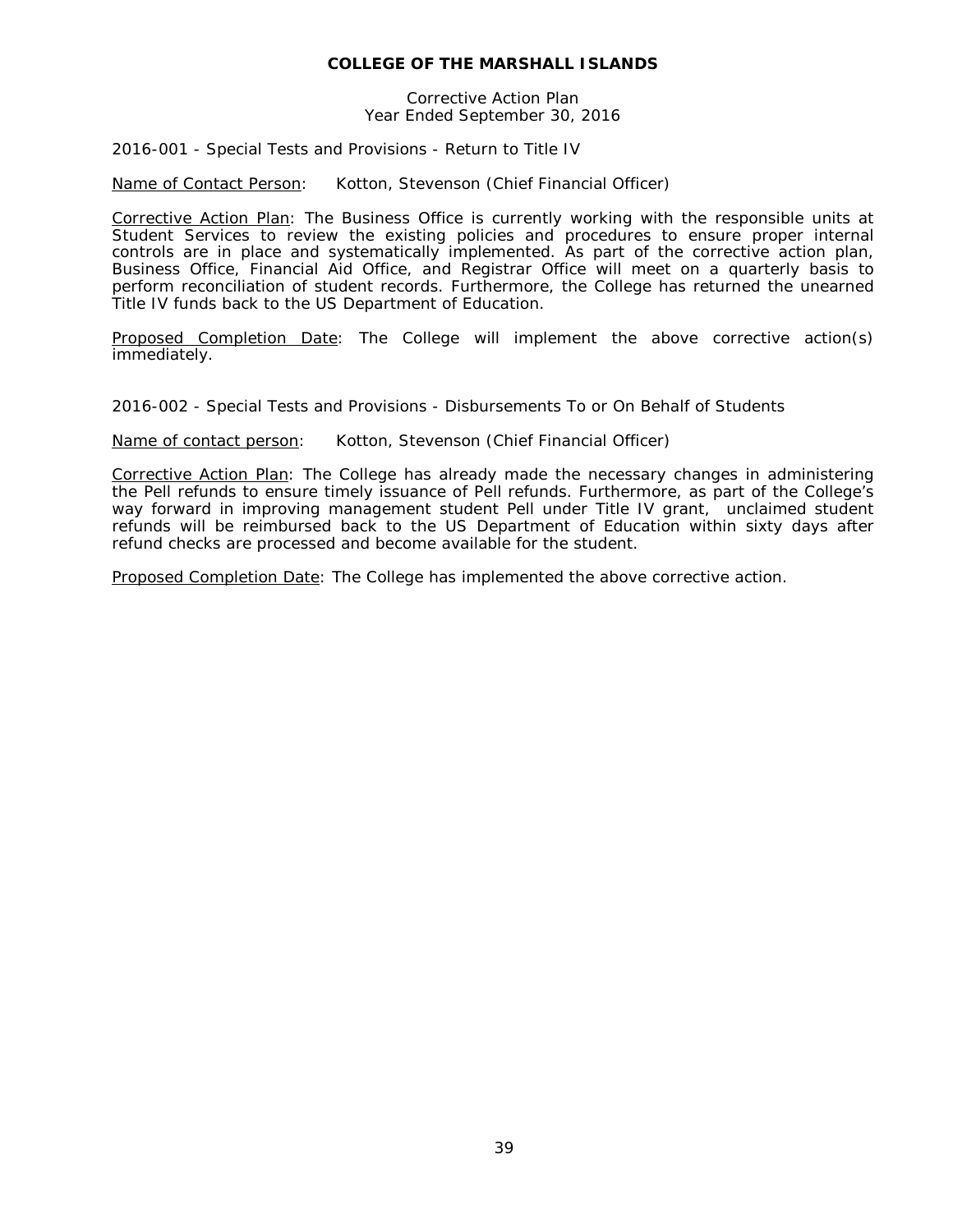**COLLEGE OF THE MARSHALL ISLANDS**

Corrective Action Plan
Year Ended September 30, 2016

2016-001 - Special Tests and Provisions - Return to Title IV

Name of Contact Person: Kotton, Stevenson (Chief Financial Officer)

Corrective Action Plan: The Business Office is currently working with the responsible units at Student Services to review the existing policies and procedures to ensure proper internal controls are in place and systematically implemented. As part of the corrective action plan, Business Office, Financial Aid Office, and Registrar Office will meet on a quarterly basis to perform reconciliation of student records. Furthermore, the College has returned the unearned Title IV funds back to the US Department of Education.

Proposed Completion Date: The College will implement the above corrective action(s) immediately.

2016-002 - Special Tests and Provisions - Disbursements To or On Behalf of Students

Name of contact person: Kotton, Stevenson (Chief Financial Officer)

Corrective Action Plan: The College has already made the necessary changes in administering the Pell refunds to ensure timely issuance of Pell refunds. Furthermore, as part of the College's way forward in improving management student Pell under Title IV grant, unclaimed student refunds will be reimbursed back to the US Department of Education within sixty days after refund checks are processed and become available for the student.

Proposed Completion Date: The College has implemented the above corrective action.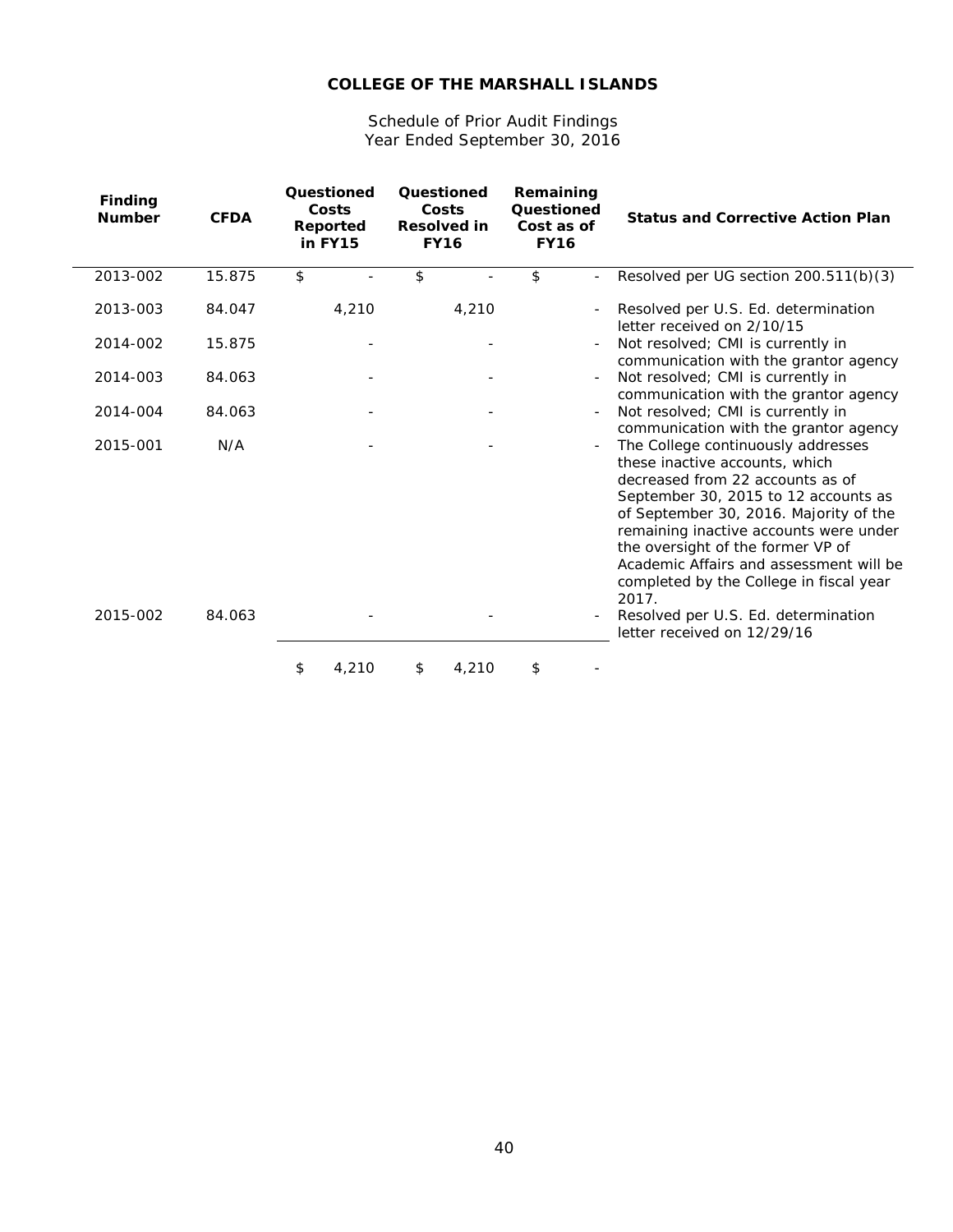# COLLEGE OF THE MARSHALL ISLANDS

Schedule of Prior Audit Findings
Year Ended September 30, 2016

| Finding Number | CFDA | Questioned Costs Reported in FY15 | Questioned Costs Resolved in FY16 | Remaining Questioned Cost as of FY16 | Status and Corrective Action Plan |
|---|---|---|---|---|---|
| 2013-002 | 15.875 | $ - | $ - | $ - | Resolved per UG section 200.511(b)(3) |
| 2013-003 | 84.047 | 4,210 | 4,210 | - | Resolved per U.S. Ed. determination letter received on 2/10/15 |
| 2014-002 | 15.875 | - | - | - | Not resolved; CMI is currently in communication with the grantor agency |
| 2014-003 | 84.063 | - | - | - | Not resolved; CMI is currently in communication with the grantor agency |
| 2014-004 | 84.063 | - | - | - | Not resolved; CMI is currently in communication with the grantor agency |
| 2015-001 | N/A | - | - | - | The College continuously addresses these inactive accounts, which decreased from 22 accounts as of September 30, 2015 to 12 accounts as of September 30, 2016. Majority of the remaining inactive accounts were under the oversight of the former VP of Academic Affairs and assessment will be completed by the College in fiscal year 2017. |
| 2015-002 | 84.063 | - | - | - | Resolved per U.S. Ed. determination letter received on 12/29/16 |
| | | $ 4,210 | $ 4,210 | $ - | |